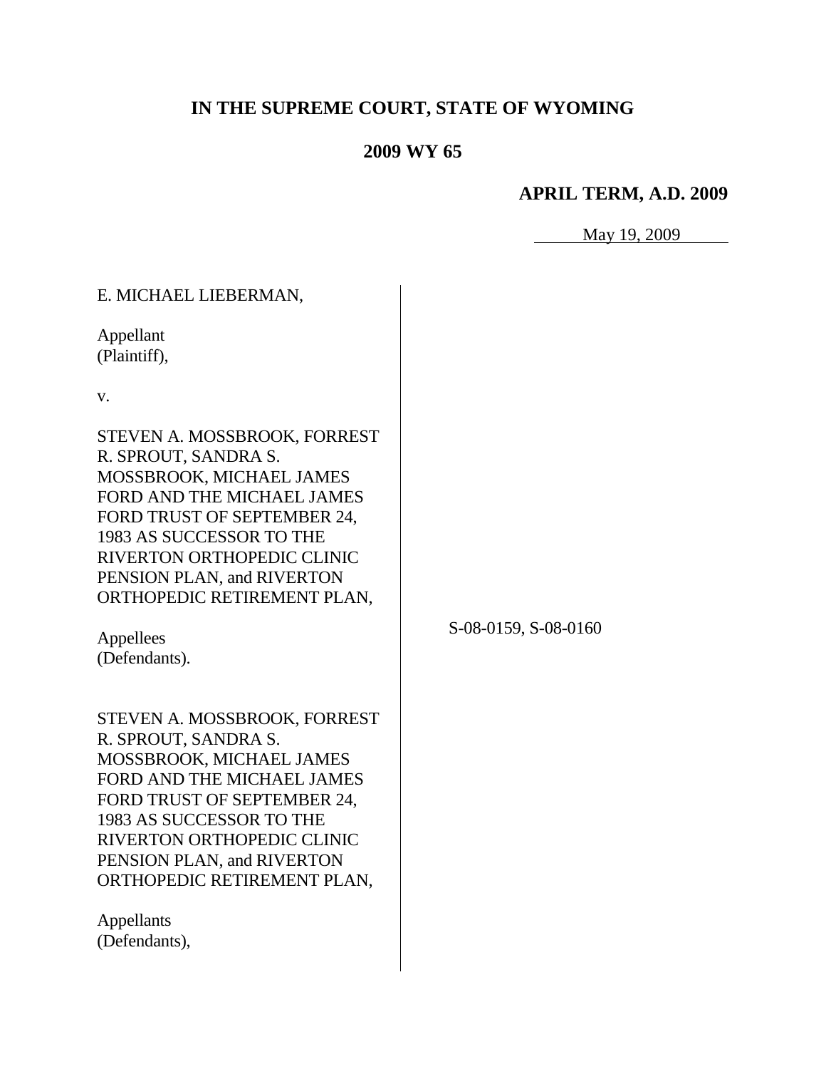**IN THE SUPREME COURT, STATE OF WYOMING**

**2009 WY 65**

**APRIL TERM, A.D. 2009**

May 19, 2009

E. MICHAEL LIEBERMAN,

Appellant
(Plaintiff),

v.

STEVEN A. MOSSBROOK, FORREST R. SPROUT, SANDRA S. MOSSBROOK, MICHAEL JAMES FORD AND THE MICHAEL JAMES FORD TRUST OF SEPTEMBER 24, 1983 AS SUCCESSOR TO THE RIVERTON ORTHOPEDIC CLINIC PENSION PLAN, and RIVERTON ORTHOPEDIC RETIREMENT PLAN,

Appellees
(Defendants).

S-08-0159, S-08-0160

STEVEN A. MOSSBROOK, FORREST R. SPROUT, SANDRA S. MOSSBROOK, MICHAEL JAMES FORD AND THE MICHAEL JAMES FORD TRUST OF SEPTEMBER 24, 1983 AS SUCCESSOR TO THE RIVERTON ORTHOPEDIC CLINIC PENSION PLAN, and RIVERTON ORTHOPEDIC RETIREMENT PLAN,

Appellants
(Defendants),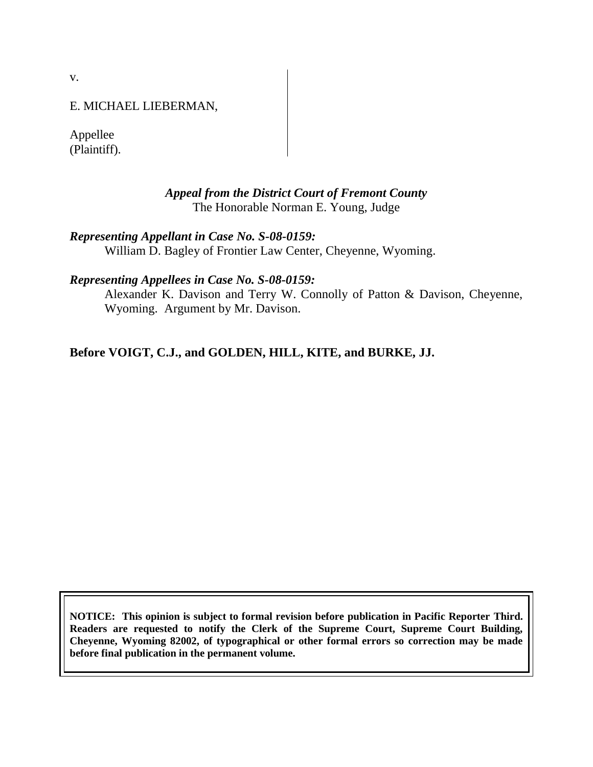v.

E. MICHAEL LIEBERMAN,

Appellee
(Plaintiff).

*Appeal from the District Court of Fremont County*
The Honorable Norman E. Young, Judge

*Representing Appellant in Case No. S-08-0159:*
William D. Bagley of Frontier Law Center, Cheyenne, Wyoming.

*Representing Appellees in Case No. S-08-0159:*
Alexander K. Davison and Terry W. Connolly of Patton & Davison, Cheyenne, Wyoming. Argument by Mr. Davison.

**Before VOIGT, C.J., and GOLDEN, HILL, KITE, and BURKE, JJ.**

**NOTICE: This opinion is subject to formal revision before publication in Pacific Reporter Third. Readers are requested to notify the Clerk of the Supreme Court, Supreme Court Building, Cheyenne, Wyoming 82002, of typographical or other formal errors so correction may be made before final publication in the permanent volume.**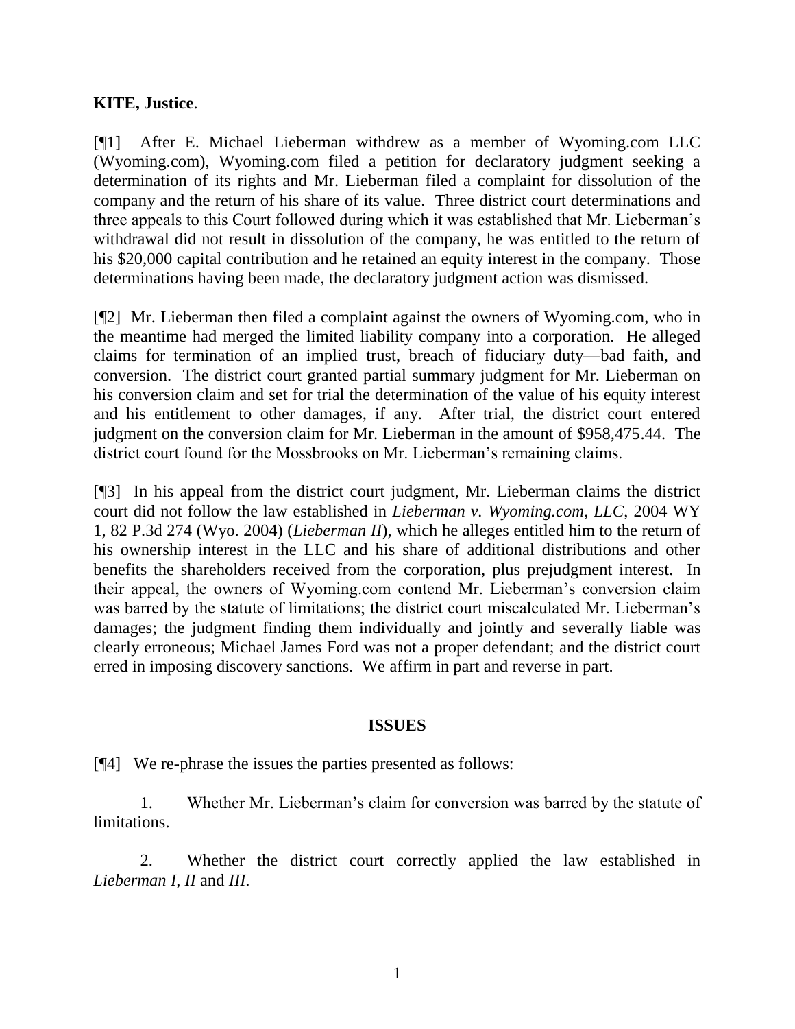**KITE, Justice**.

[¶1] After E. Michael Lieberman withdrew as a member of Wyoming.com LLC (Wyoming.com), Wyoming.com filed a petition for declaratory judgment seeking a determination of its rights and Mr. Lieberman filed a complaint for dissolution of the company and the return of his share of its value. Three district court determinations and three appeals to this Court followed during which it was established that Mr. Lieberman's withdrawal did not result in dissolution of the company, he was entitled to the return of his $20,000 capital contribution and he retained an equity interest in the company. Those determinations having been made, the declaratory judgment action was dismissed.

[¶2] Mr. Lieberman then filed a complaint against the owners of Wyoming.com, who in the meantime had merged the limited liability company into a corporation. He alleged claims for termination of an implied trust, breach of fiduciary duty—bad faith, and conversion. The district court granted partial summary judgment for Mr. Lieberman on his conversion claim and set for trial the determination of the value of his equity interest and his entitlement to other damages, if any. After trial, the district court entered judgment on the conversion claim for Mr. Lieberman in the amount of $958,475.44. The district court found for the Mossbrooks on Mr. Lieberman's remaining claims.

[¶3] In his appeal from the district court judgment, Mr. Lieberman claims the district court did not follow the law established in *Lieberman v. Wyoming.com, LLC*, 2004 WY 1, 82 P.3d 274 (Wyo. 2004) (*Lieberman II*), which he alleges entitled him to the return of his ownership interest in the LLC and his share of additional distributions and other benefits the shareholders received from the corporation, plus prejudgment interest. In their appeal, the owners of Wyoming.com contend Mr. Lieberman's conversion claim was barred by the statute of limitations; the district court miscalculated Mr. Lieberman's damages; the judgment finding them individually and jointly and severally liable was clearly erroneous; Michael James Ford was not a proper defendant; and the district court erred in imposing discovery sanctions. We affirm in part and reverse in part.

## ISSUES

[¶4] We re-phrase the issues the parties presented as follows:

1. Whether Mr. Lieberman's claim for conversion was barred by the statute of limitations.

2. Whether the district court correctly applied the law established in *Lieberman I, II* and *III*.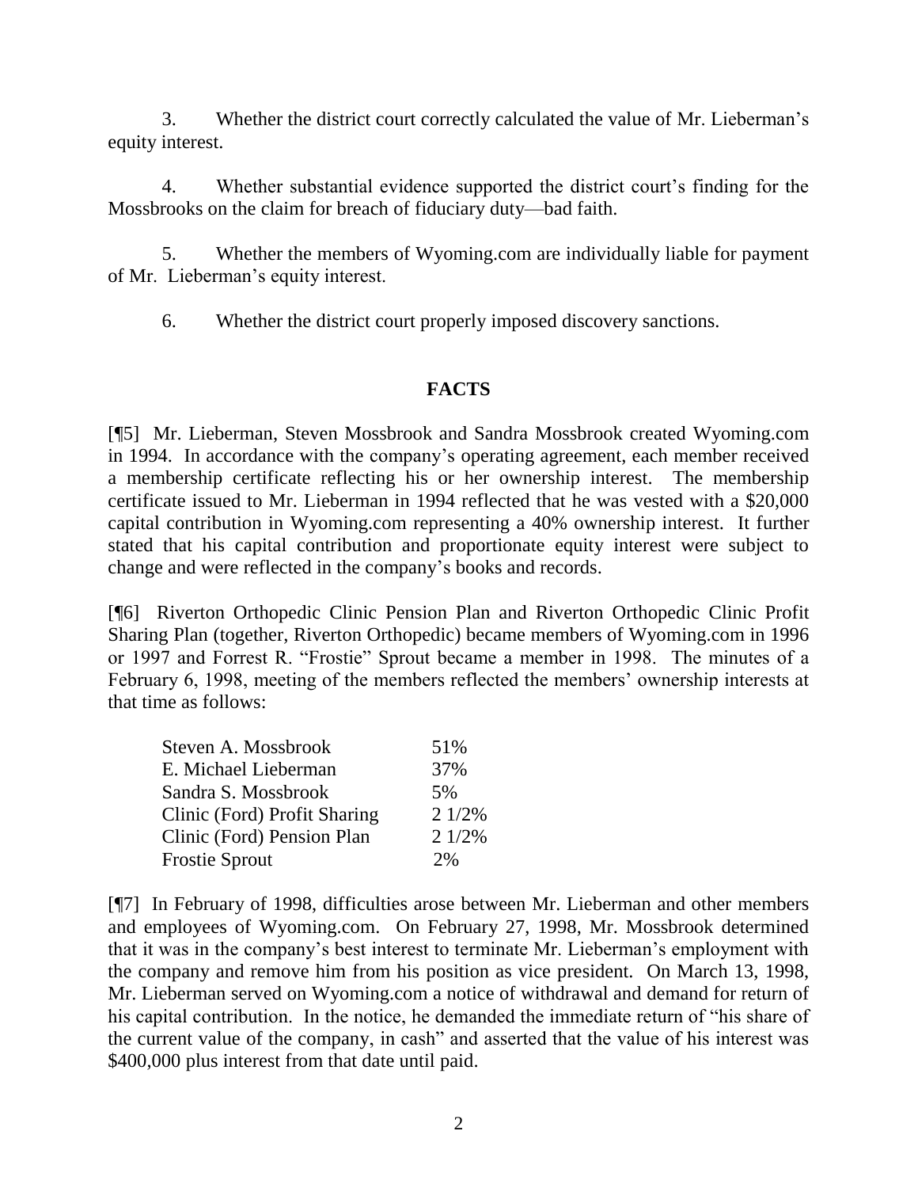3. Whether the district court correctly calculated the value of Mr. Lieberman's equity interest.

4. Whether substantial evidence supported the district court's finding for the Mossbrooks on the claim for breach of fiduciary duty—bad faith.

5. Whether the members of Wyoming.com are individually liable for payment of Mr. Lieberman's equity interest.

6. Whether the district court properly imposed discovery sanctions.

## FACTS

[¶5] Mr. Lieberman, Steven Mossbrook and Sandra Mossbrook created Wyoming.com in 1994. In accordance with the company's operating agreement, each member received a membership certificate reflecting his or her ownership interest. The membership certificate issued to Mr. Lieberman in 1994 reflected that he was vested with a $20,000 capital contribution in Wyoming.com representing a 40% ownership interest. It further stated that his capital contribution and proportionate equity interest were subject to change and were reflected in the company's books and records.

[¶6] Riverton Orthopedic Clinic Pension Plan and Riverton Orthopedic Clinic Profit Sharing Plan (together, Riverton Orthopedic) became members of Wyoming.com in 1996 or 1997 and Forrest R. "Frostie" Sprout became a member in 1998. The minutes of a February 6, 1998, meeting of the members reflected the members' ownership interests at that time as follows:

| | |
|---|---|
| Steven A. Mossbrook | 51% |
| E. Michael Lieberman | 37% |
| Sandra S. Mossbrook | 5% |
| Clinic (Ford) Profit Sharing | 2 1/2% |
| Clinic (Ford) Pension Plan | 2 1/2% |
| Frostie Sprout | 2% |

[¶7] In February of 1998, difficulties arose between Mr. Lieberman and other members and employees of Wyoming.com. On February 27, 1998, Mr. Mossbrook determined that it was in the company's best interest to terminate Mr. Lieberman's employment with the company and remove him from his position as vice president. On March 13, 1998, Mr. Lieberman served on Wyoming.com a notice of withdrawal and demand for return of his capital contribution. In the notice, he demanded the immediate return of "his share of the current value of the company, in cash" and asserted that the value of his interest was $400,000 plus interest from that date until paid.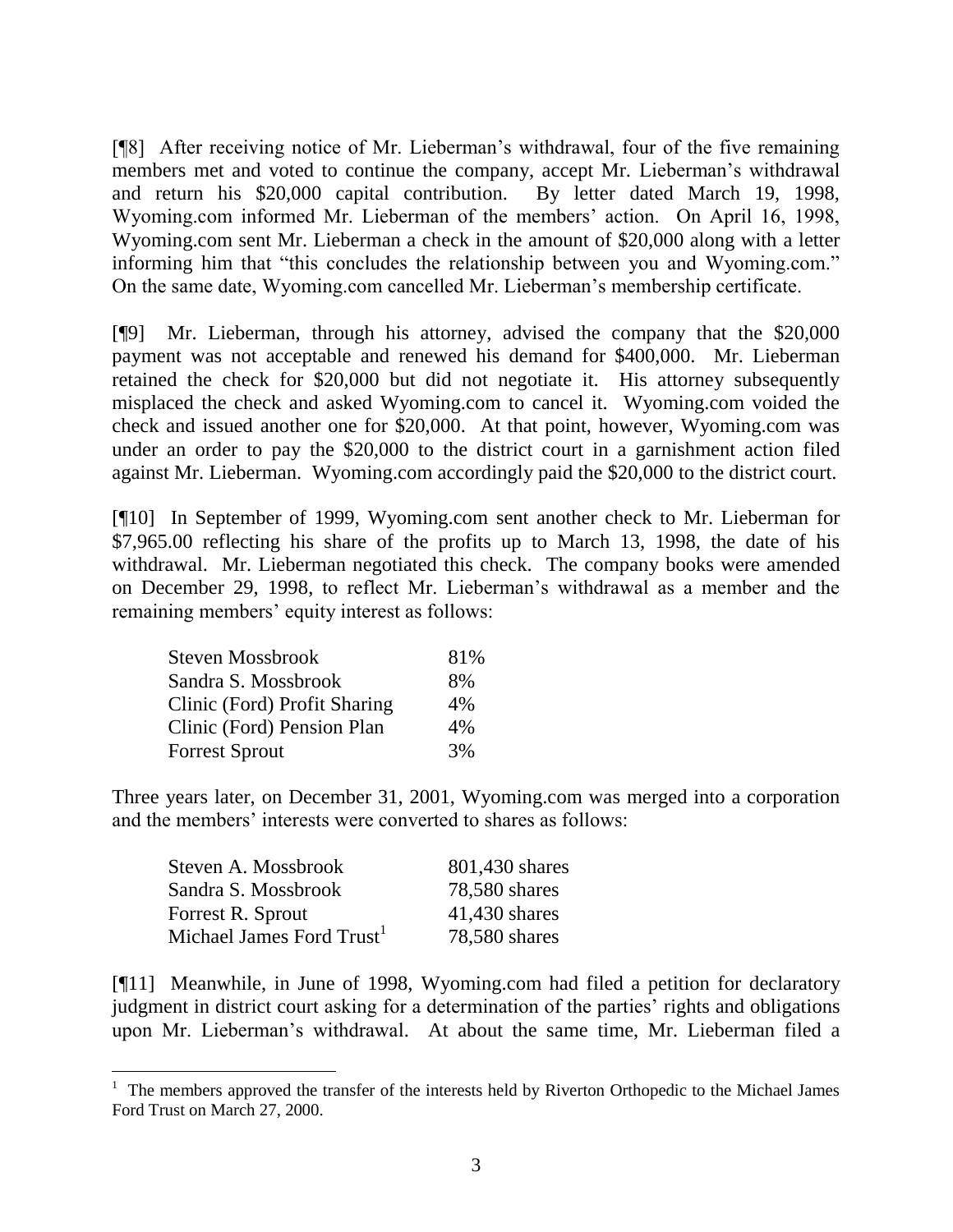[¶8] After receiving notice of Mr. Lieberman's withdrawal, four of the five remaining members met and voted to continue the company, accept Mr. Lieberman's withdrawal and return his $20,000 capital contribution. By letter dated March 19, 1998, Wyoming.com informed Mr. Lieberman of the members' action. On April 16, 1998, Wyoming.com sent Mr. Lieberman a check in the amount of $20,000 along with a letter informing him that "this concludes the relationship between you and Wyoming.com." On the same date, Wyoming.com cancelled Mr. Lieberman's membership certificate.

[¶9] Mr. Lieberman, through his attorney, advised the company that the $20,000 payment was not acceptable and renewed his demand for $400,000. Mr. Lieberman retained the check for $20,000 but did not negotiate it. His attorney subsequently misplaced the check and asked Wyoming.com to cancel it. Wyoming.com voided the check and issued another one for $20,000. At that point, however, Wyoming.com was under an order to pay the $20,000 to the district court in a garnishment action filed against Mr. Lieberman. Wyoming.com accordingly paid the $20,000 to the district court.

[¶10] In September of 1999, Wyoming.com sent another check to Mr. Lieberman for $7,965.00 reflecting his share of the profits up to March 13, 1998, the date of his withdrawal. Mr. Lieberman negotiated this check. The company books were amended on December 29, 1998, to reflect Mr. Lieberman's withdrawal as a member and the remaining members' equity interest as follows:

| | |
|---|---|
| Steven Mossbrook | 81% |
| Sandra S. Mossbrook | 8% |
| Clinic (Ford) Profit Sharing | 4% |
| Clinic (Ford) Pension Plan | 4% |
| Forrest Sprout | 3% |

Three years later, on December 31, 2001, Wyoming.com was merged into a corporation and the members' interests were converted to shares as follows:

| | |
|---|---|
| Steven A. Mossbrook | 801,430 shares |
| Sandra S. Mossbrook | 78,580 shares |
| Forrest R. Sprout | 41,430 shares |
| Michael James Ford Trust[1] | 78,580 shares |

[¶11] Meanwhile, in June of 1998, Wyoming.com had filed a petition for declaratory judgment in district court asking for a determination of the parties' rights and obligations upon Mr. Lieberman's withdrawal. At about the same time, Mr. Lieberman filed a

[1] The members approved the transfer of the interests held by Riverton Orthopedic to the Michael James Ford Trust on March 27, 2000.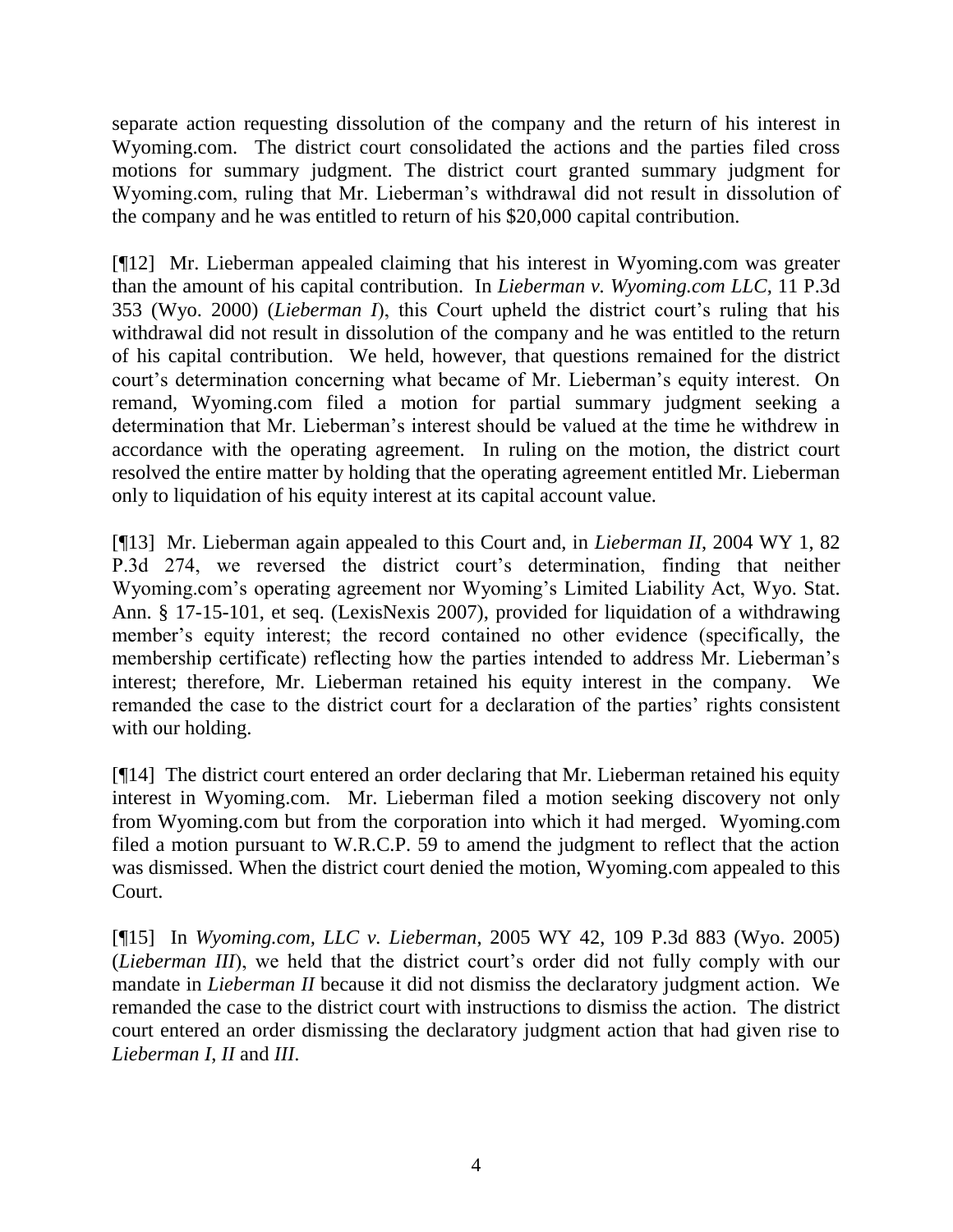separate action requesting dissolution of the company and the return of his interest in Wyoming.com. The district court consolidated the actions and the parties filed cross motions for summary judgment. The district court granted summary judgment for Wyoming.com, ruling that Mr. Lieberman's withdrawal did not result in dissolution of the company and he was entitled to return of his $20,000 capital contribution.

[¶12] Mr. Lieberman appealed claiming that his interest in Wyoming.com was greater than the amount of his capital contribution. In *Lieberman v. Wyoming.com LLC*, 11 P.3d 353 (Wyo. 2000) (*Lieberman I*), this Court upheld the district court's ruling that his withdrawal did not result in dissolution of the company and he was entitled to the return of his capital contribution. We held, however, that questions remained for the district court's determination concerning what became of Mr. Lieberman's equity interest. On remand, Wyoming.com filed a motion for partial summary judgment seeking a determination that Mr. Lieberman's interest should be valued at the time he withdrew in accordance with the operating agreement. In ruling on the motion, the district court resolved the entire matter by holding that the operating agreement entitled Mr. Lieberman only to liquidation of his equity interest at its capital account value.

[¶13] Mr. Lieberman again appealed to this Court and, in *Lieberman II*, 2004 WY 1, 82 P.3d 274, we reversed the district court's determination, finding that neither Wyoming.com's operating agreement nor Wyoming's Limited Liability Act, Wyo. Stat. Ann. § 17-15-101, et seq. (LexisNexis 2007), provided for liquidation of a withdrawing member's equity interest; the record contained no other evidence (specifically, the membership certificate) reflecting how the parties intended to address Mr. Lieberman's interest; therefore, Mr. Lieberman retained his equity interest in the company. We remanded the case to the district court for a declaration of the parties' rights consistent with our holding.

[¶14] The district court entered an order declaring that Mr. Lieberman retained his equity interest in Wyoming.com. Mr. Lieberman filed a motion seeking discovery not only from Wyoming.com but from the corporation into which it had merged. Wyoming.com filed a motion pursuant to W.R.C.P. 59 to amend the judgment to reflect that the action was dismissed. When the district court denied the motion, Wyoming.com appealed to this Court.

[¶15] In *Wyoming.com, LLC v. Lieberman*, 2005 WY 42, 109 P.3d 883 (Wyo. 2005) (*Lieberman III*), we held that the district court's order did not fully comply with our mandate in *Lieberman II* because it did not dismiss the declaratory judgment action. We remanded the case to the district court with instructions to dismiss the action. The district court entered an order dismissing the declaratory judgment action that had given rise to *Lieberman I*, *II* and *III*.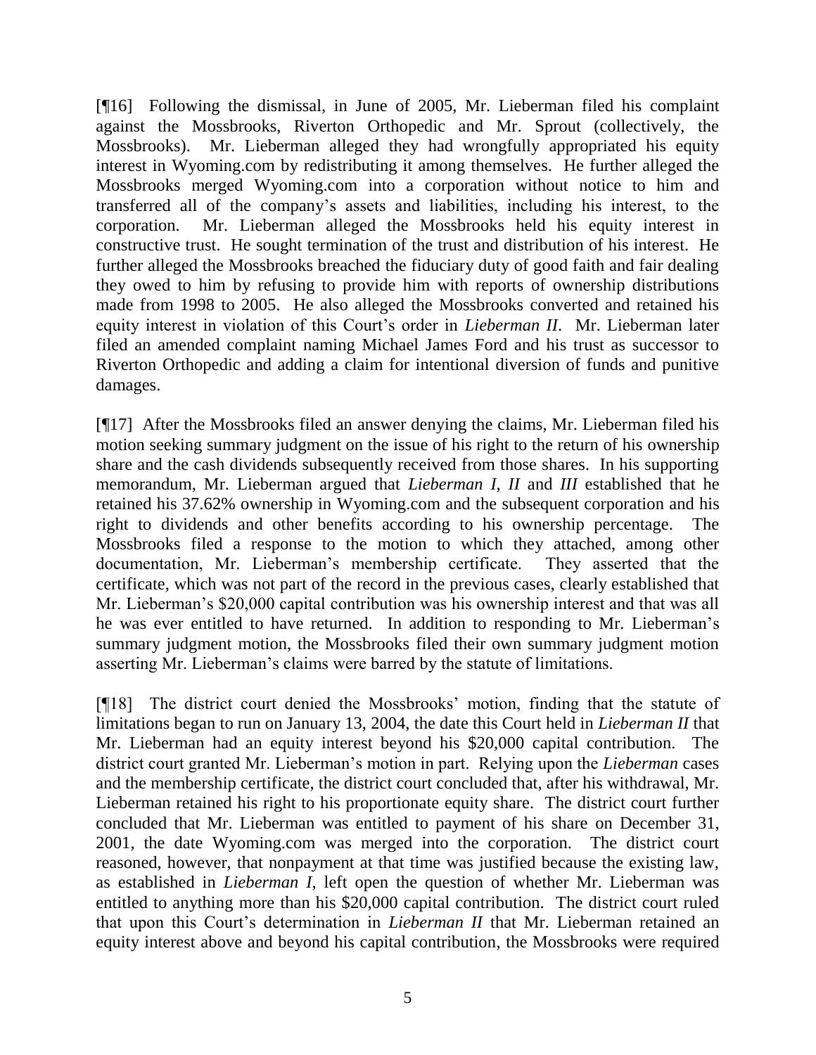[¶16] Following the dismissal, in June of 2005, Mr. Lieberman filed his complaint against the Mossbrooks, Riverton Orthopedic and Mr. Sprout (collectively, the Mossbrooks). Mr. Lieberman alleged they had wrongfully appropriated his equity interest in Wyoming.com by redistributing it among themselves. He further alleged the Mossbrooks merged Wyoming.com into a corporation without notice to him and transferred all of the company's assets and liabilities, including his interest, to the corporation. Mr. Lieberman alleged the Mossbrooks held his equity interest in constructive trust. He sought termination of the trust and distribution of his interest. He further alleged the Mossbrooks breached the fiduciary duty of good faith and fair dealing they owed to him by refusing to provide him with reports of ownership distributions made from 1998 to 2005. He also alleged the Mossbrooks converted and retained his equity interest in violation of this Court's order in *Lieberman II*. Mr. Lieberman later filed an amended complaint naming Michael James Ford and his trust as successor to Riverton Orthopedic and adding a claim for intentional diversion of funds and punitive damages.

[¶17] After the Mossbrooks filed an answer denying the claims, Mr. Lieberman filed his motion seeking summary judgment on the issue of his right to the return of his ownership share and the cash dividends subsequently received from those shares. In his supporting memorandum, Mr. Lieberman argued that *Lieberman I, II* and *III* established that he retained his 37.62% ownership in Wyoming.com and the subsequent corporation and his right to dividends and other benefits according to his ownership percentage. The Mossbrooks filed a response to the motion to which they attached, among other documentation, Mr. Lieberman's membership certificate. They asserted that the certificate, which was not part of the record in the previous cases, clearly established that Mr. Lieberman's \$20,000 capital contribution was his ownership interest and that was all he was ever entitled to have returned. In addition to responding to Mr. Lieberman's summary judgment motion, the Mossbrooks filed their own summary judgment motion asserting Mr. Lieberman's claims were barred by the statute of limitations.

[¶18] The district court denied the Mossbrooks' motion, finding that the statute of limitations began to run on January 13, 2004, the date this Court held in *Lieberman II* that Mr. Lieberman had an equity interest beyond his \$20,000 capital contribution. The district court granted Mr. Lieberman's motion in part. Relying upon the *Lieberman* cases and the membership certificate, the district court concluded that, after his withdrawal, Mr. Lieberman retained his right to his proportionate equity share. The district court further concluded that Mr. Lieberman was entitled to payment of his share on December 31, 2001, the date Wyoming.com was merged into the corporation. The district court reasoned, however, that nonpayment at that time was justified because the existing law, as established in *Lieberman I*, left open the question of whether Mr. Lieberman was entitled to anything more than his \$20,000 capital contribution. The district court ruled that upon this Court's determination in *Lieberman II* that Mr. Lieberman retained an equity interest above and beyond his capital contribution, the Mossbrooks were required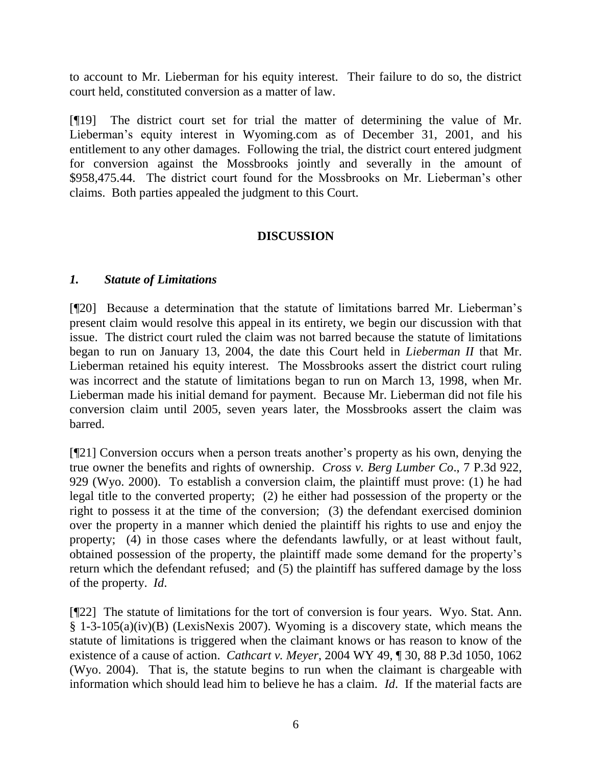to account to Mr. Lieberman for his equity interest. Their failure to do so, the district court held, constituted conversion as a matter of law.

[¶19] The district court set for trial the matter of determining the value of Mr. Lieberman's equity interest in Wyoming.com as of December 31, 2001, and his entitlement to any other damages. Following the trial, the district court entered judgment for conversion against the Mossbrooks jointly and severally in the amount of $958,475.44. The district court found for the Mossbrooks on Mr. Lieberman's other claims. Both parties appealed the judgment to this Court.

## DISCUSSION

### *1. Statute of Limitations*

[¶20] Because a determination that the statute of limitations barred Mr. Lieberman's present claim would resolve this appeal in its entirety, we begin our discussion with that issue. The district court ruled the claim was not barred because the statute of limitations began to run on January 13, 2004, the date this Court held in *Lieberman II* that Mr. Lieberman retained his equity interest. The Mossbrooks assert the district court ruling was incorrect and the statute of limitations began to run on March 13, 1998, when Mr. Lieberman made his initial demand for payment. Because Mr. Lieberman did not file his conversion claim until 2005, seven years later, the Mossbrooks assert the claim was barred.

[¶21] Conversion occurs when a person treats another's property as his own, denying the true owner the benefits and rights of ownership. *Cross v. Berg Lumber Co*., 7 P.3d 922, 929 (Wyo. 2000). To establish a conversion claim, the plaintiff must prove: (1) he had legal title to the converted property; (2) he either had possession of the property or the right to possess it at the time of the conversion; (3) the defendant exercised dominion over the property in a manner which denied the plaintiff his rights to use and enjoy the property; (4) in those cases where the defendants lawfully, or at least without fault, obtained possession of the property, the plaintiff made some demand for the property's return which the defendant refused; and (5) the plaintiff has suffered damage by the loss of the property. *Id*.

[¶22] The statute of limitations for the tort of conversion is four years. Wyo. Stat. Ann. § 1-3-105(a)(iv)(B) (LexisNexis 2007). Wyoming is a discovery state, which means the statute of limitations is triggered when the claimant knows or has reason to know of the existence of a cause of action. *Cathcart v. Meyer*, 2004 WY 49, ¶ 30, 88 P.3d 1050, 1062 (Wyo. 2004). That is, the statute begins to run when the claimant is chargeable with information which should lead him to believe he has a claim. *Id*. If the material facts are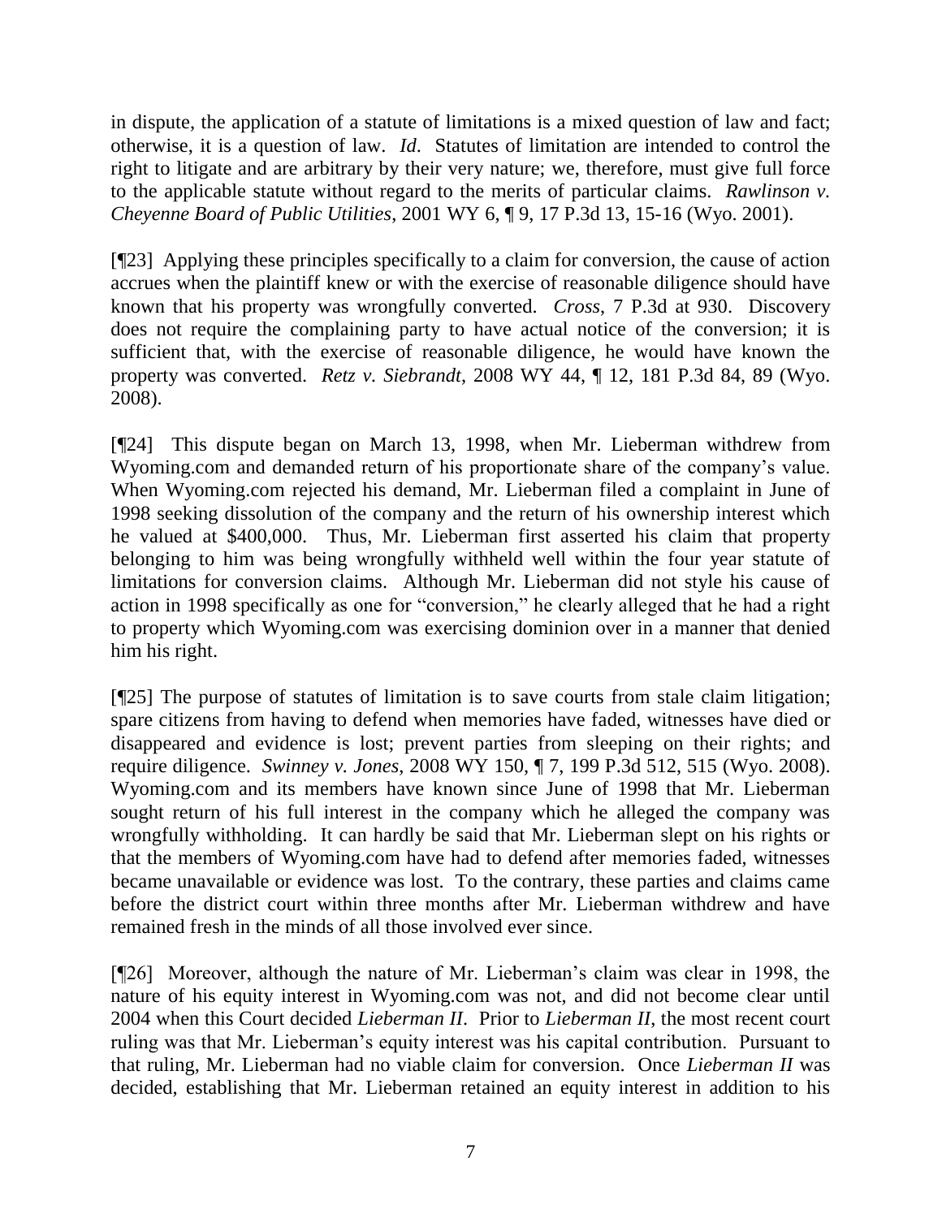in dispute, the application of a statute of limitations is a mixed question of law and fact; otherwise, it is a question of law. *Id*. Statutes of limitation are intended to control the right to litigate and are arbitrary by their very nature; we, therefore, must give full force to the applicable statute without regard to the merits of particular claims. *Rawlinson v. Cheyenne Board of Public Utilities*, 2001 WY 6, ¶ 9, 17 P.3d 13, 15-16 (Wyo. 2001).

[¶23] Applying these principles specifically to a claim for conversion, the cause of action accrues when the plaintiff knew or with the exercise of reasonable diligence should have known that his property was wrongfully converted. *Cross*, 7 P.3d at 930. Discovery does not require the complaining party to have actual notice of the conversion; it is sufficient that, with the exercise of reasonable diligence, he would have known the property was converted. *Retz v. Siebrandt*, 2008 WY 44, ¶ 12, 181 P.3d 84, 89 (Wyo. 2008).

[¶24] This dispute began on March 13, 1998, when Mr. Lieberman withdrew from Wyoming.com and demanded return of his proportionate share of the company's value. When Wyoming.com rejected his demand, Mr. Lieberman filed a complaint in June of 1998 seeking dissolution of the company and the return of his ownership interest which he valued at $400,000. Thus, Mr. Lieberman first asserted his claim that property belonging to him was being wrongfully withheld well within the four year statute of limitations for conversion claims. Although Mr. Lieberman did not style his cause of action in 1998 specifically as one for "conversion," he clearly alleged that he had a right to property which Wyoming.com was exercising dominion over in a manner that denied him his right.

[¶25] The purpose of statutes of limitation is to save courts from stale claim litigation; spare citizens from having to defend when memories have faded, witnesses have died or disappeared and evidence is lost; prevent parties from sleeping on their rights; and require diligence. *Swinney v. Jones*, 2008 WY 150, ¶ 7, 199 P.3d 512, 515 (Wyo. 2008). Wyoming.com and its members have known since June of 1998 that Mr. Lieberman sought return of his full interest in the company which he alleged the company was wrongfully withholding. It can hardly be said that Mr. Lieberman slept on his rights or that the members of Wyoming.com have had to defend after memories faded, witnesses became unavailable or evidence was lost. To the contrary, these parties and claims came before the district court within three months after Mr. Lieberman withdrew and have remained fresh in the minds of all those involved ever since.

[¶26] Moreover, although the nature of Mr. Lieberman's claim was clear in 1998, the nature of his equity interest in Wyoming.com was not, and did not become clear until 2004 when this Court decided *Lieberman II*. Prior to *Lieberman II*, the most recent court ruling was that Mr. Lieberman's equity interest was his capital contribution. Pursuant to that ruling, Mr. Lieberman had no viable claim for conversion. Once *Lieberman II* was decided, establishing that Mr. Lieberman retained an equity interest in addition to his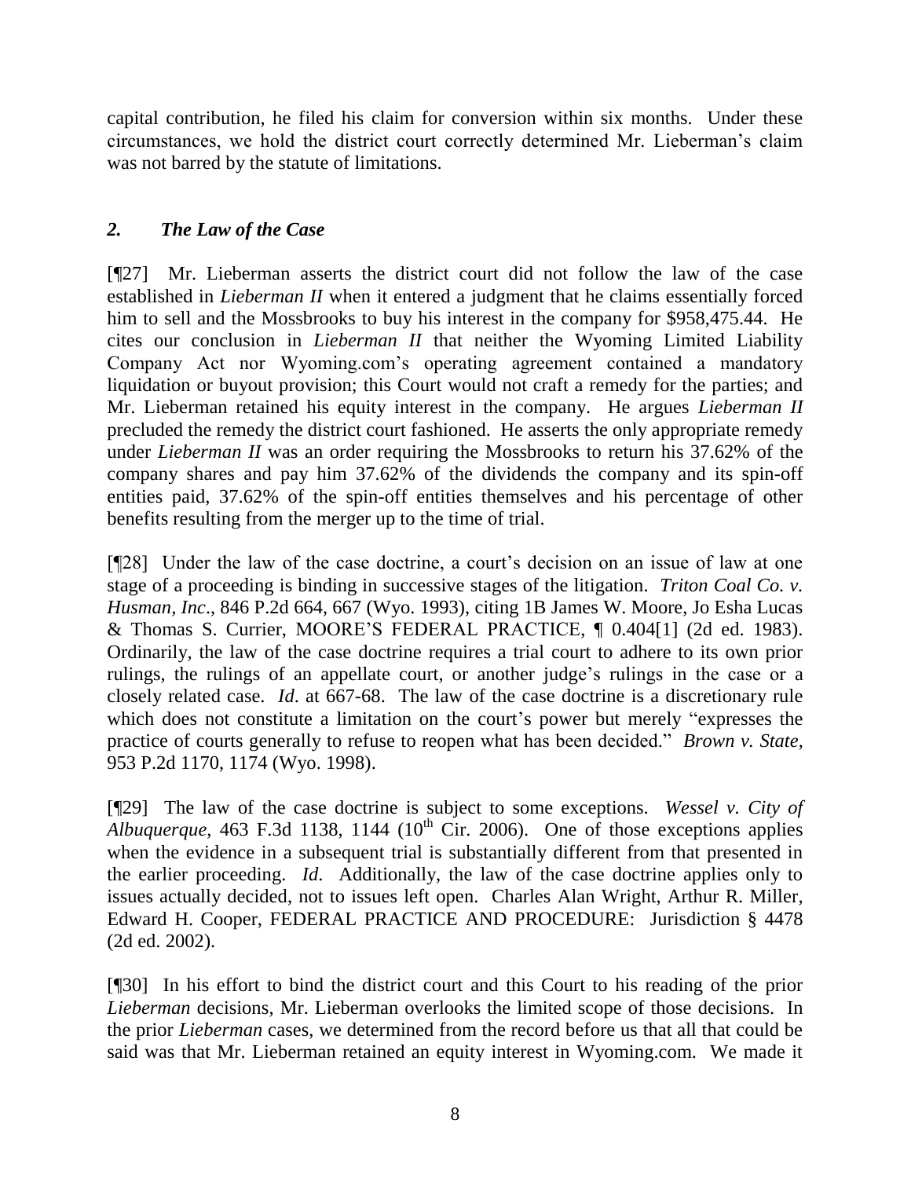capital contribution, he filed his claim for conversion within six months. Under these circumstances, we hold the district court correctly determined Mr. Lieberman's claim was not barred by the statute of limitations.

### *2. The Law of the Case*

[¶27] Mr. Lieberman asserts the district court did not follow the law of the case established in *Lieberman II* when it entered a judgment that he claims essentially forced him to sell and the Mossbrooks to buy his interest in the company for $958,475.44. He cites our conclusion in *Lieberman II* that neither the Wyoming Limited Liability Company Act nor Wyoming.com's operating agreement contained a mandatory liquidation or buyout provision; this Court would not craft a remedy for the parties; and Mr. Lieberman retained his equity interest in the company. He argues *Lieberman II* precluded the remedy the district court fashioned. He asserts the only appropriate remedy under *Lieberman II* was an order requiring the Mossbrooks to return his 37.62% of the company shares and pay him 37.62% of the dividends the company and its spin-off entities paid, 37.62% of the spin-off entities themselves and his percentage of other benefits resulting from the merger up to the time of trial.

[¶28] Under the law of the case doctrine, a court's decision on an issue of law at one stage of a proceeding is binding in successive stages of the litigation. *Triton Coal Co. v. Husman, Inc*., 846 P.2d 664, 667 (Wyo. 1993), citing 1B James W. Moore, Jo Esha Lucas & Thomas S. Currier, MOORE'S FEDERAL PRACTICE, ¶ 0.404[1] (2d ed. 1983). Ordinarily, the law of the case doctrine requires a trial court to adhere to its own prior rulings, the rulings of an appellate court, or another judge's rulings in the case or a closely related case. *Id*. at 667-68. The law of the case doctrine is a discretionary rule which does not constitute a limitation on the court's power but merely "expresses the practice of courts generally to refuse to reopen what has been decided." *Brown v. State*, 953 P.2d 1170, 1174 (Wyo. 1998).

[¶29] The law of the case doctrine is subject to some exceptions. *Wessel v. City of Albuquerque*, 463 F.3d 1138, 1144 (10th Cir. 2006). One of those exceptions applies when the evidence in a subsequent trial is substantially different from that presented in the earlier proceeding. *Id*. Additionally, the law of the case doctrine applies only to issues actually decided, not to issues left open. Charles Alan Wright, Arthur R. Miller, Edward H. Cooper, FEDERAL PRACTICE AND PROCEDURE: Jurisdiction § 4478 (2d ed. 2002).

[¶30] In his effort to bind the district court and this Court to his reading of the prior *Lieberman* decisions, Mr. Lieberman overlooks the limited scope of those decisions. In the prior *Lieberman* cases, we determined from the record before us that all that could be said was that Mr. Lieberman retained an equity interest in Wyoming.com. We made it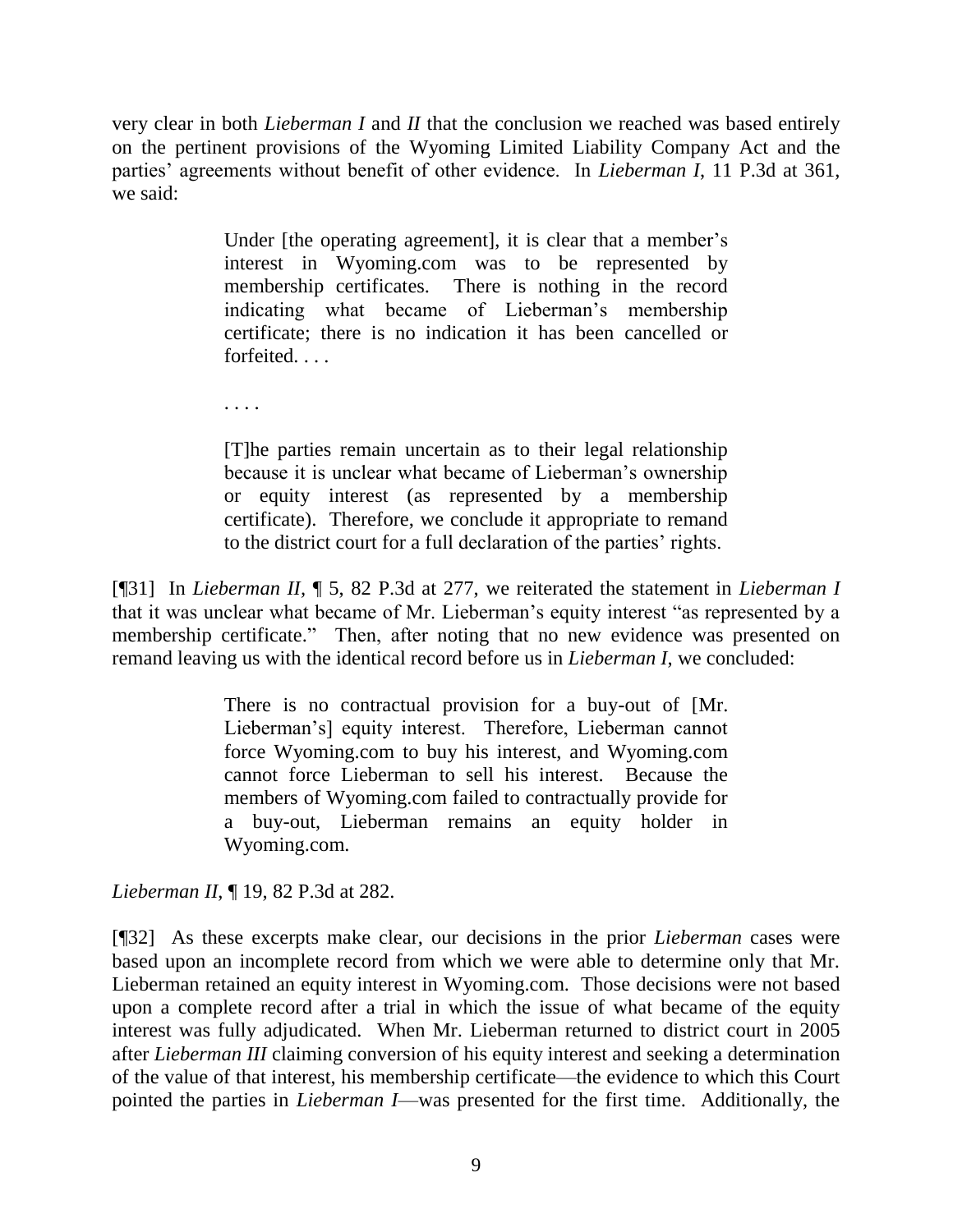very clear in both *Lieberman I* and *II* that the conclusion we reached was based entirely on the pertinent provisions of the Wyoming Limited Liability Company Act and the parties' agreements without benefit of other evidence. In *Lieberman I*, 11 P.3d at 361, we said:

> Under [the operating agreement], it is clear that a member's interest in Wyoming.com was to be represented by membership certificates. There is nothing in the record indicating what became of Lieberman's membership certificate; there is no indication it has been cancelled or forfeited. . . .
>
> . . . .
>
> [T]he parties remain uncertain as to their legal relationship because it is unclear what became of Lieberman's ownership or equity interest (as represented by a membership certificate). Therefore, we conclude it appropriate to remand to the district court for a full declaration of the parties' rights.

[¶31] In *Lieberman II*, ¶ 5, 82 P.3d at 277, we reiterated the statement in *Lieberman I* that it was unclear what became of Mr. Lieberman's equity interest "as represented by a membership certificate." Then, after noting that no new evidence was presented on remand leaving us with the identical record before us in *Lieberman I*, we concluded:

> There is no contractual provision for a buy-out of [Mr. Lieberman's] equity interest. Therefore, Lieberman cannot force Wyoming.com to buy his interest, and Wyoming.com cannot force Lieberman to sell his interest. Because the members of Wyoming.com failed to contractually provide for a buy-out, Lieberman remains an equity holder in Wyoming.com.

*Lieberman II*, ¶ 19, 82 P.3d at 282.

[¶32] As these excerpts make clear, our decisions in the prior *Lieberman* cases were based upon an incomplete record from which we were able to determine only that Mr. Lieberman retained an equity interest in Wyoming.com. Those decisions were not based upon a complete record after a trial in which the issue of what became of the equity interest was fully adjudicated. When Mr. Lieberman returned to district court in 2005 after *Lieberman III* claiming conversion of his equity interest and seeking a determination of the value of that interest, his membership certificate—the evidence to which this Court pointed the parties in *Lieberman I*—was presented for the first time. Additionally, the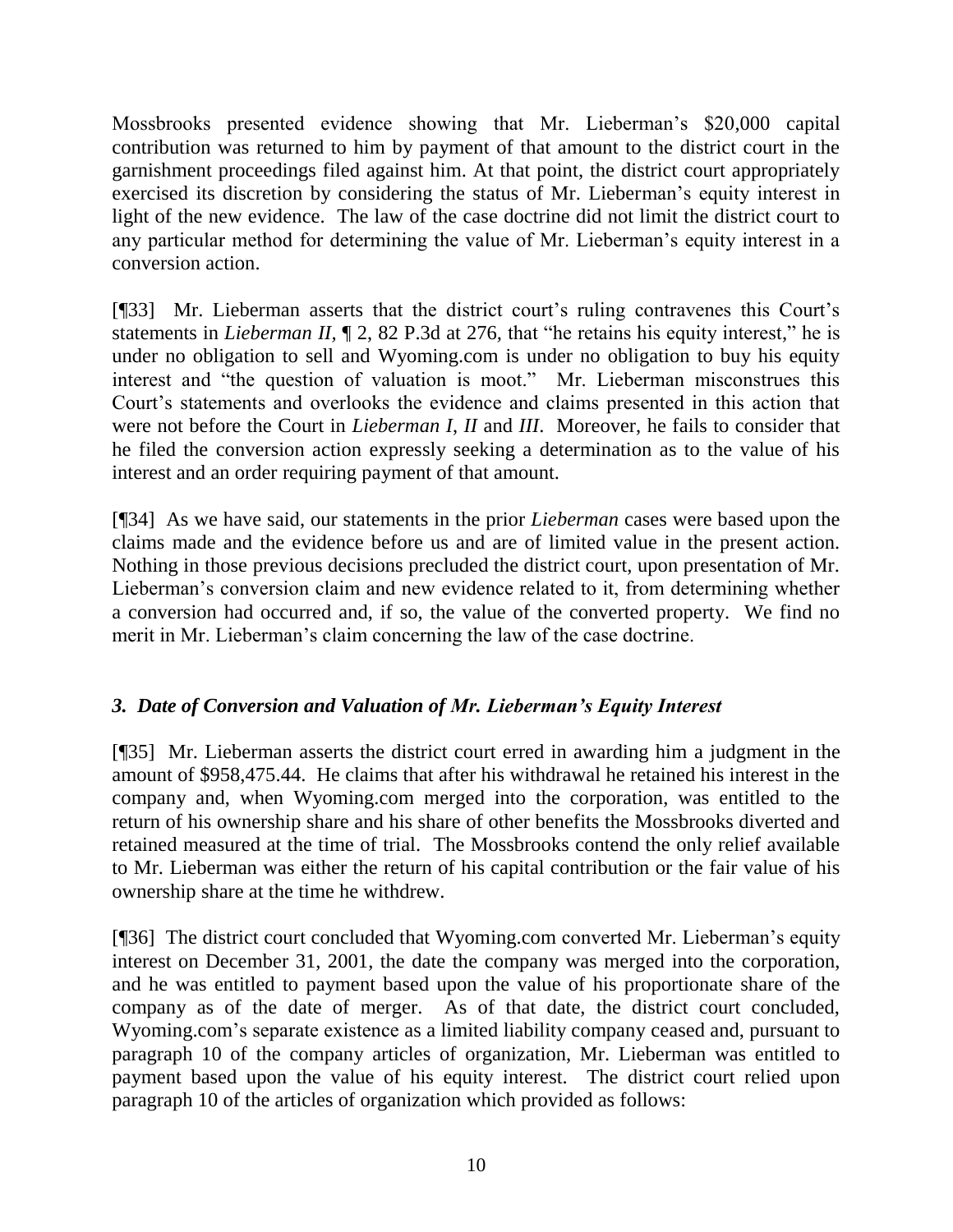Mossbrooks presented evidence showing that Mr. Lieberman's $20,000 capital contribution was returned to him by payment of that amount to the district court in the garnishment proceedings filed against him. At that point, the district court appropriately exercised its discretion by considering the status of Mr. Lieberman's equity interest in light of the new evidence. The law of the case doctrine did not limit the district court to any particular method for determining the value of Mr. Lieberman's equity interest in a conversion action.

[¶33] Mr. Lieberman asserts that the district court's ruling contravenes this Court's statements in *Lieberman II*, ¶ 2, 82 P.3d at 276, that "he retains his equity interest," he is under no obligation to sell and Wyoming.com is under no obligation to buy his equity interest and "the question of valuation is moot." Mr. Lieberman misconstrues this Court's statements and overlooks the evidence and claims presented in this action that were not before the Court in *Lieberman I*, *II* and *III*. Moreover, he fails to consider that he filed the conversion action expressly seeking a determination as to the value of his interest and an order requiring payment of that amount.

[¶34] As we have said, our statements in the prior *Lieberman* cases were based upon the claims made and the evidence before us and are of limited value in the present action. Nothing in those previous decisions precluded the district court, upon presentation of Mr. Lieberman's conversion claim and new evidence related to it, from determining whether a conversion had occurred and, if so, the value of the converted property. We find no merit in Mr. Lieberman's claim concerning the law of the case doctrine.

### *3. Date of Conversion and Valuation of Mr. Lieberman's Equity Interest*

[¶35] Mr. Lieberman asserts the district court erred in awarding him a judgment in the amount of $958,475.44. He claims that after his withdrawal he retained his interest in the company and, when Wyoming.com merged into the corporation, was entitled to the return of his ownership share and his share of other benefits the Mossbrooks diverted and retained measured at the time of trial. The Mossbrooks contend the only relief available to Mr. Lieberman was either the return of his capital contribution or the fair value of his ownership share at the time he withdrew.

[¶36] The district court concluded that Wyoming.com converted Mr. Lieberman's equity interest on December 31, 2001, the date the company was merged into the corporation, and he was entitled to payment based upon the value of his proportionate share of the company as of the date of merger. As of that date, the district court concluded, Wyoming.com's separate existence as a limited liability company ceased and, pursuant to paragraph 10 of the company articles of organization, Mr. Lieberman was entitled to payment based upon the value of his equity interest. The district court relied upon paragraph 10 of the articles of organization which provided as follows: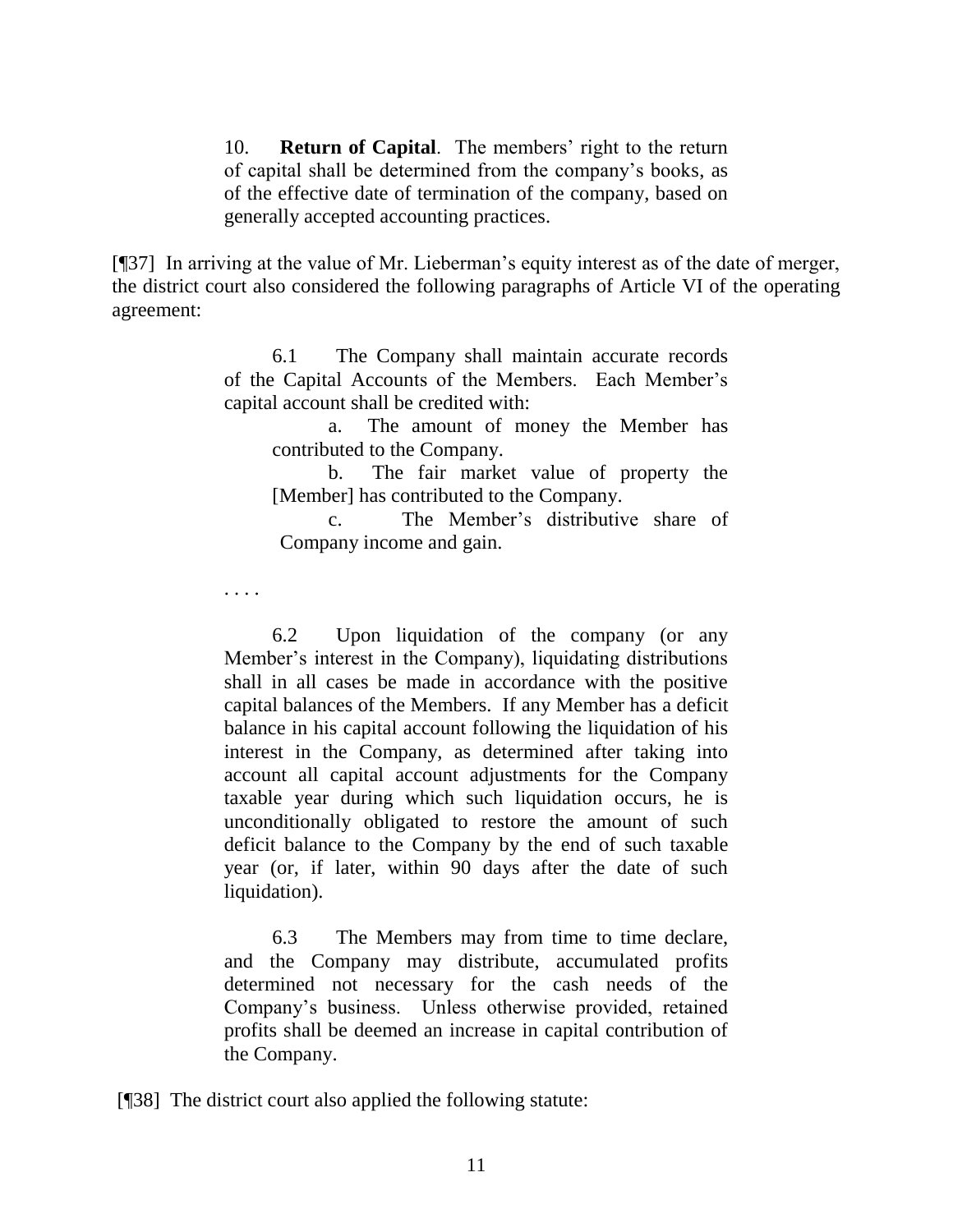> 10. **Return of Capital**. The members' right to the return of capital shall be determined from the company's books, as of the effective date of termination of the company, based on generally accepted accounting practices.

[¶37] In arriving at the value of Mr. Lieberman's equity interest as of the date of merger, the district court also considered the following paragraphs of Article VI of the operating agreement:

> 6.1 The Company shall maintain accurate records of the Capital Accounts of the Members. Each Member's capital account shall be credited with:
>
> a. The amount of money the Member has contributed to the Company.
>
> b. The fair market value of property the [Member] has contributed to the Company.
>
> c. The Member's distributive share of Company income and gain.
>
> . . . .
>
> 6.2 Upon liquidation of the company (or any Member's interest in the Company), liquidating distributions shall in all cases be made in accordance with the positive capital balances of the Members. If any Member has a deficit balance in his capital account following the liquidation of his interest in the Company, as determined after taking into account all capital account adjustments for the Company taxable year during which such liquidation occurs, he is unconditionally obligated to restore the amount of such deficit balance to the Company by the end of such taxable year (or, if later, within 90 days after the date of such liquidation).
>
> 6.3 The Members may from time to time declare, and the Company may distribute, accumulated profits determined not necessary for the cash needs of the Company's business. Unless otherwise provided, retained profits shall be deemed an increase in capital contribution of the Company.

[¶38] The district court also applied the following statute: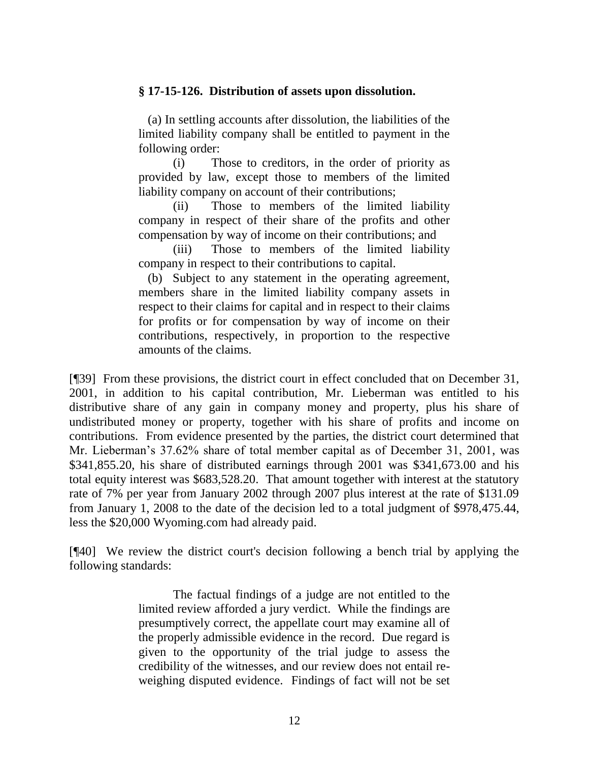**§ 17-15-126. Distribution of assets upon dissolution.**

(a) In settling accounts after dissolution, the liabilities of the limited liability company shall be entitled to payment in the following order:

(i) Those to creditors, in the order of priority as provided by law, except those to members of the limited liability company on account of their contributions;

(ii) Those to members of the limited liability company in respect of their share of the profits and other compensation by way of income on their contributions; and

(iii) Those to members of the limited liability company in respect to their contributions to capital.

(b) Subject to any statement in the operating agreement, members share in the limited liability company assets in respect to their claims for capital and in respect to their claims for profits or for compensation by way of income on their contributions, respectively, in proportion to the respective amounts of the claims.

[¶39] From these provisions, the district court in effect concluded that on December 31, 2001, in addition to his capital contribution, Mr. Lieberman was entitled to his distributive share of any gain in company money and property, plus his share of undistributed money or property, together with his share of profits and income on contributions. From evidence presented by the parties, the district court determined that Mr. Lieberman's 37.62% share of total member capital as of December 31, 2001, was $341,855.20, his share of distributed earnings through 2001 was $341,673.00 and his total equity interest was $683,528.20. That amount together with interest at the statutory rate of 7% per year from January 2002 through 2007 plus interest at the rate of $131.09 from January 1, 2008 to the date of the decision led to a total judgment of $978,475.44, less the $20,000 Wyoming.com had already paid.

[¶40] We review the district court's decision following a bench trial by applying the following standards:

> The factual findings of a judge are not entitled to the limited review afforded a jury verdict. While the findings are presumptively correct, the appellate court may examine all of the properly admissible evidence in the record. Due regard is given to the opportunity of the trial judge to assess the credibility of the witnesses, and our review does not entail re-weighing disputed evidence. Findings of fact will not be set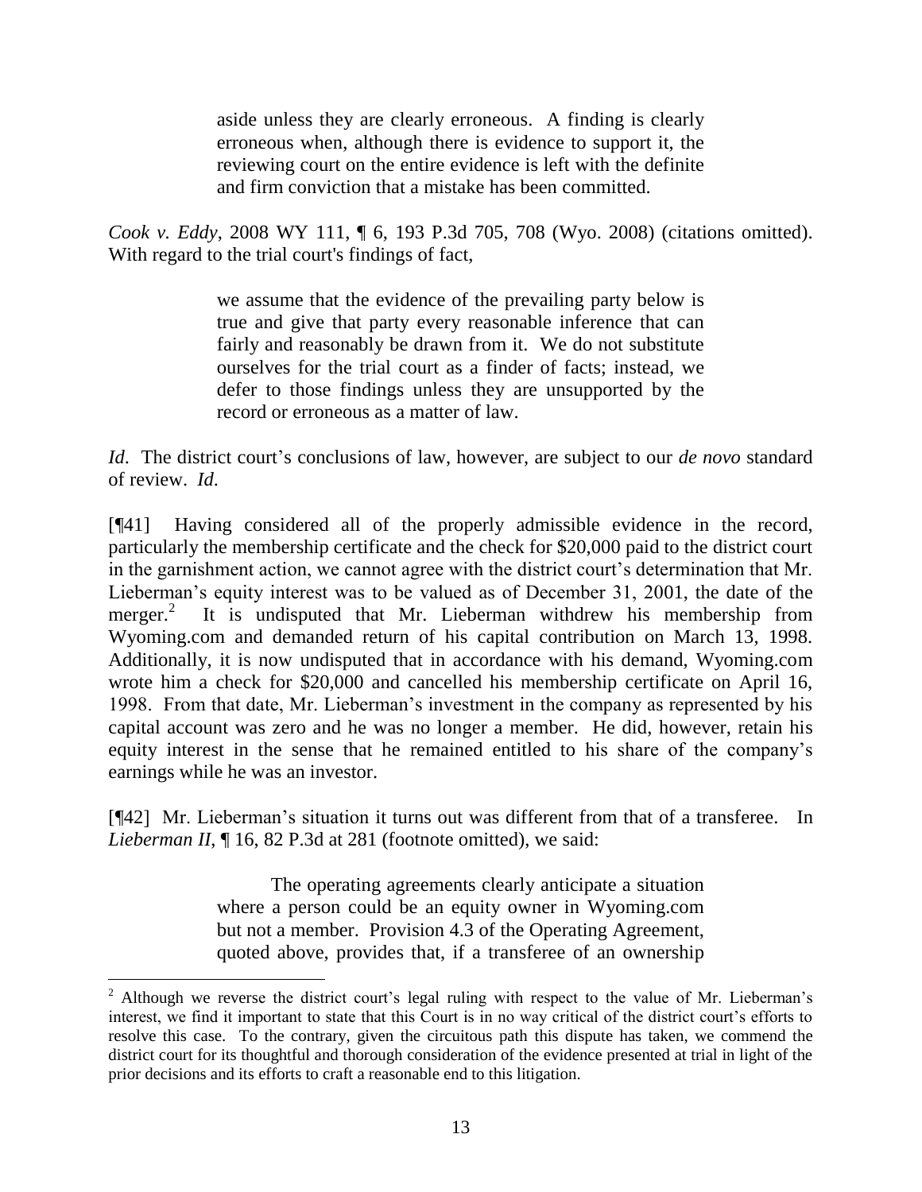> aside unless they are clearly erroneous. A finding is clearly erroneous when, although there is evidence to support it, the reviewing court on the entire evidence is left with the definite and firm conviction that a mistake has been committed.

*Cook v. Eddy*, 2008 WY 111, ¶ 6, 193 P.3d 705, 708 (Wyo. 2008) (citations omitted). With regard to the trial court's findings of fact,

> we assume that the evidence of the prevailing party below is true and give that party every reasonable inference that can fairly and reasonably be drawn from it. We do not substitute ourselves for the trial court as a finder of facts; instead, we defer to those findings unless they are unsupported by the record or erroneous as a matter of law.

*Id*. The district court's conclusions of law, however, are subject to our *de novo* standard of review. *Id*.

[¶41] Having considered all of the properly admissible evidence in the record, particularly the membership certificate and the check for $20,000 paid to the district court in the garnishment action, we cannot agree with the district court's determination that Mr. Lieberman's equity interest was to be valued as of December 31, 2001, the date of the merger.[2] It is undisputed that Mr. Lieberman withdrew his membership from Wyoming.com and demanded return of his capital contribution on March 13, 1998. Additionally, it is now undisputed that in accordance with his demand, Wyoming.com wrote him a check for $20,000 and cancelled his membership certificate on April 16, 1998. From that date, Mr. Lieberman's investment in the company as represented by his capital account was zero and he was no longer a member. He did, however, retain his equity interest in the sense that he remained entitled to his share of the company's earnings while he was an investor.

[¶42] Mr. Lieberman's situation it turns out was different from that of a transferee. In *Lieberman II*, ¶ 16, 82 P.3d at 281 (footnote omitted), we said:

> The operating agreements clearly anticipate a situation where a person could be an equity owner in Wyoming.com but not a member. Provision 4.3 of the Operating Agreement, quoted above, provides that, if a transferee of an ownership

---

[2] Although we reverse the district court's legal ruling with respect to the value of Mr. Lieberman's interest, we find it important to state that this Court is in no way critical of the district court's efforts to resolve this case. To the contrary, given the circuitous path this dispute has taken, we commend the district court for its thoughtful and thorough consideration of the evidence presented at trial in light of the prior decisions and its efforts to craft a reasonable end to this litigation.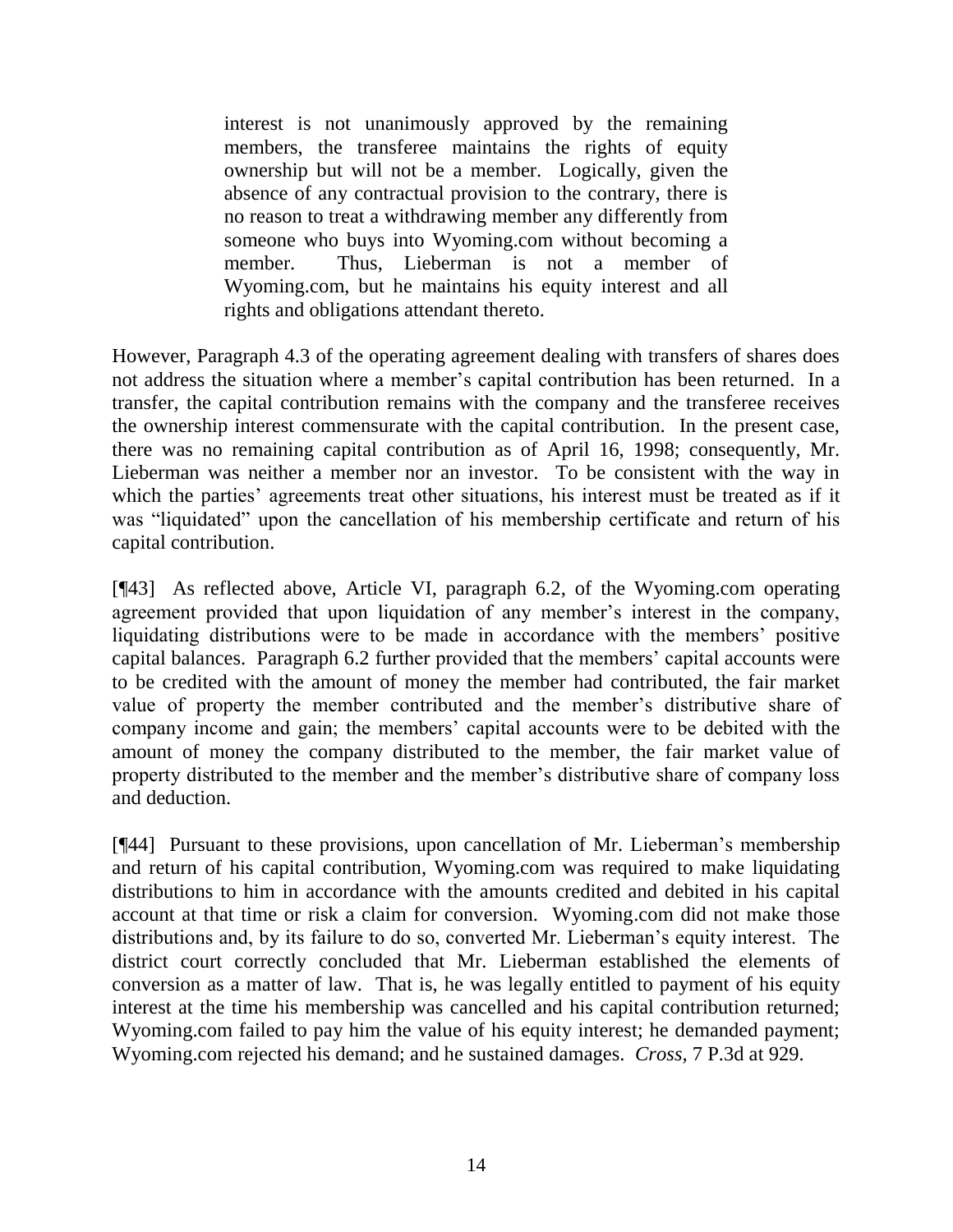> interest is not unanimously approved by the remaining members, the transferee maintains the rights of equity ownership but will not be a member. Logically, given the absence of any contractual provision to the contrary, there is no reason to treat a withdrawing member any differently from someone who buys into Wyoming.com without becoming a member. Thus, Lieberman is not a member of Wyoming.com, but he maintains his equity interest and all rights and obligations attendant thereto.

However, Paragraph 4.3 of the operating agreement dealing with transfers of shares does not address the situation where a member's capital contribution has been returned. In a transfer, the capital contribution remains with the company and the transferee receives the ownership interest commensurate with the capital contribution. In the present case, there was no remaining capital contribution as of April 16, 1998; consequently, Mr. Lieberman was neither a member nor an investor. To be consistent with the way in which the parties' agreements treat other situations, his interest must be treated as if it was "liquidated" upon the cancellation of his membership certificate and return of his capital contribution.

[¶43] As reflected above, Article VI, paragraph 6.2, of the Wyoming.com operating agreement provided that upon liquidation of any member's interest in the company, liquidating distributions were to be made in accordance with the members' positive capital balances. Paragraph 6.2 further provided that the members' capital accounts were to be credited with the amount of money the member had contributed, the fair market value of property the member contributed and the member's distributive share of company income and gain; the members' capital accounts were to be debited with the amount of money the company distributed to the member, the fair market value of property distributed to the member and the member's distributive share of company loss and deduction.

[¶44] Pursuant to these provisions, upon cancellation of Mr. Lieberman's membership and return of his capital contribution, Wyoming.com was required to make liquidating distributions to him in accordance with the amounts credited and debited in his capital account at that time or risk a claim for conversion. Wyoming.com did not make those distributions and, by its failure to do so, converted Mr. Lieberman's equity interest. The district court correctly concluded that Mr. Lieberman established the elements of conversion as a matter of law. That is, he was legally entitled to payment of his equity interest at the time his membership was cancelled and his capital contribution returned; Wyoming.com failed to pay him the value of his equity interest; he demanded payment; Wyoming.com rejected his demand; and he sustained damages. *Cross,* 7 P.3d at 929.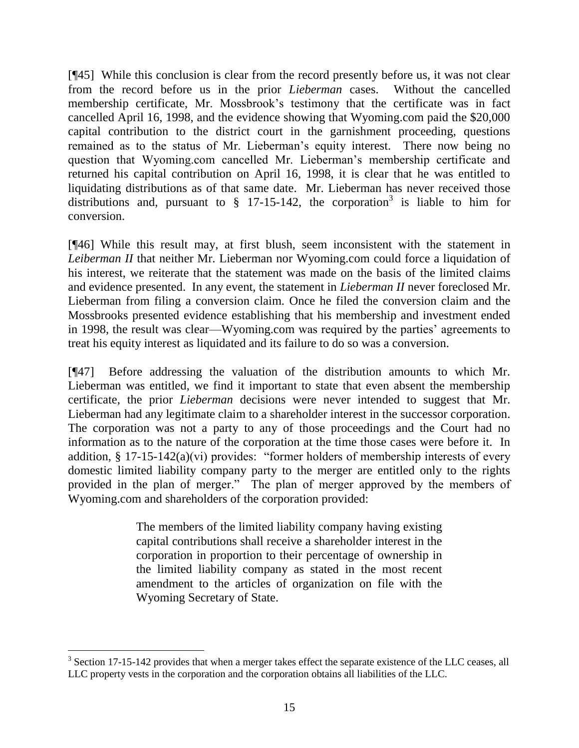[¶45] While this conclusion is clear from the record presently before us, it was not clear from the record before us in the prior *Lieberman* cases. Without the cancelled membership certificate, Mr. Mossbrook's testimony that the certificate was in fact cancelled April 16, 1998, and the evidence showing that Wyoming.com paid the $20,000 capital contribution to the district court in the garnishment proceeding, questions remained as to the status of Mr. Lieberman's equity interest. There now being no question that Wyoming.com cancelled Mr. Lieberman's membership certificate and returned his capital contribution on April 16, 1998, it is clear that he was entitled to liquidating distributions as of that same date. Mr. Lieberman has never received those distributions and, pursuant to § 17-15-142, the corporation[3] is liable to him for conversion.

[¶46] While this result may, at first blush, seem inconsistent with the statement in *Leiberman II* that neither Mr. Lieberman nor Wyoming.com could force a liquidation of his interest, we reiterate that the statement was made on the basis of the limited claims and evidence presented. In any event, the statement in *Lieberman II* never foreclosed Mr. Lieberman from filing a conversion claim. Once he filed the conversion claim and the Mossbrooks presented evidence establishing that his membership and investment ended in 1998, the result was clear—Wyoming.com was required by the parties' agreements to treat his equity interest as liquidated and its failure to do so was a conversion.

[¶47] Before addressing the valuation of the distribution amounts to which Mr. Lieberman was entitled, we find it important to state that even absent the membership certificate, the prior *Lieberman* decisions were never intended to suggest that Mr. Lieberman had any legitimate claim to a shareholder interest in the successor corporation. The corporation was not a party to any of those proceedings and the Court had no information as to the nature of the corporation at the time those cases were before it. In addition, § 17-15-142(a)(vi) provides: "former holders of membership interests of every domestic limited liability company party to the merger are entitled only to the rights provided in the plan of merger." The plan of merger approved by the members of Wyoming.com and shareholders of the corporation provided:

> The members of the limited liability company having existing capital contributions shall receive a shareholder interest in the corporation in proportion to their percentage of ownership in the limited liability company as stated in the most recent amendment to the articles of organization on file with the Wyoming Secretary of State.

---

[3] Section 17-15-142 provides that when a merger takes effect the separate existence of the LLC ceases, all LLC property vests in the corporation and the corporation obtains all liabilities of the LLC.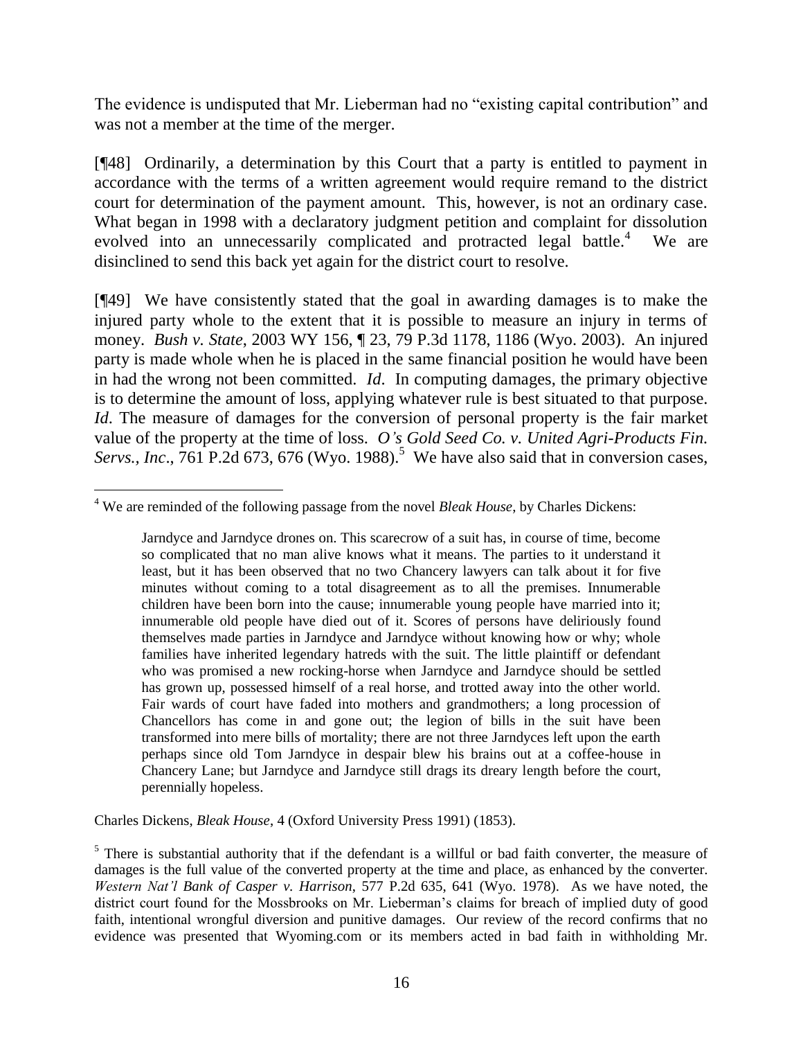The evidence is undisputed that Mr. Lieberman had no "existing capital contribution" and was not a member at the time of the merger.

[¶48] Ordinarily, a determination by this Court that a party is entitled to payment in accordance with the terms of a written agreement would require remand to the district court for determination of the payment amount. This, however, is not an ordinary case. What began in 1998 with a declaratory judgment petition and complaint for dissolution evolved into an unnecessarily complicated and protracted legal battle.[4] We are disinclined to send this back yet again for the district court to resolve.

[¶49] We have consistently stated that the goal in awarding damages is to make the injured party whole to the extent that it is possible to measure an injury in terms of money. *Bush v. State*, 2003 WY 156, ¶ 23, 79 P.3d 1178, 1186 (Wyo. 2003). An injured party is made whole when he is placed in the same financial position he would have been in had the wrong not been committed. *Id*. In computing damages, the primary objective is to determine the amount of loss, applying whatever rule is best situated to that purpose. *Id*. The measure of damages for the conversion of personal property is the fair market value of the property at the time of loss. *O's Gold Seed Co. v. United Agri-Products Fin. Servs., Inc*., 761 P.2d 673, 676 (Wyo. 1988).[5] We have also said that in conversion cases,

---

[4] We are reminded of the following passage from the novel *Bleak House*, by Charles Dickens:

> Jarndyce and Jarndyce drones on. This scarecrow of a suit has, in course of time, become so complicated that no man alive knows what it means. The parties to it understand it least, but it has been observed that no two Chancery lawyers can talk about it for five minutes without coming to a total disagreement as to all the premises. Innumerable children have been born into the cause; innumerable young people have married into it; innumerable old people have died out of it. Scores of persons have deliriously found themselves made parties in Jarndyce and Jarndyce without knowing how or why; whole families have inherited legendary hatreds with the suit. The little plaintiff or defendant who was promised a new rocking-horse when Jarndyce and Jarndyce should be settled has grown up, possessed himself of a real horse, and trotted away into the other world. Fair wards of court have faded into mothers and grandmothers; a long procession of Chancellors has come in and gone out; the legion of bills in the suit have been transformed into mere bills of mortality; there are not three Jarndyces left upon the earth perhaps since old Tom Jarndyce in despair blew his brains out at a coffee-house in Chancery Lane; but Jarndyce and Jarndyce still drags its dreary length before the court, perennially hopeless.

Charles Dickens, *Bleak House*, 4 (Oxford University Press 1991) (1853).

[5] There is substantial authority that if the defendant is a willful or bad faith converter, the measure of damages is the full value of the converted property at the time and place, as enhanced by the converter. *Western Nat'l Bank of Casper v. Harrison*, 577 P.2d 635, 641 (Wyo. 1978). As we have noted, the district court found for the Mossbrooks on Mr. Lieberman's claims for breach of implied duty of good faith, intentional wrongful diversion and punitive damages. Our review of the record confirms that no evidence was presented that Wyoming.com or its members acted in bad faith in withholding Mr.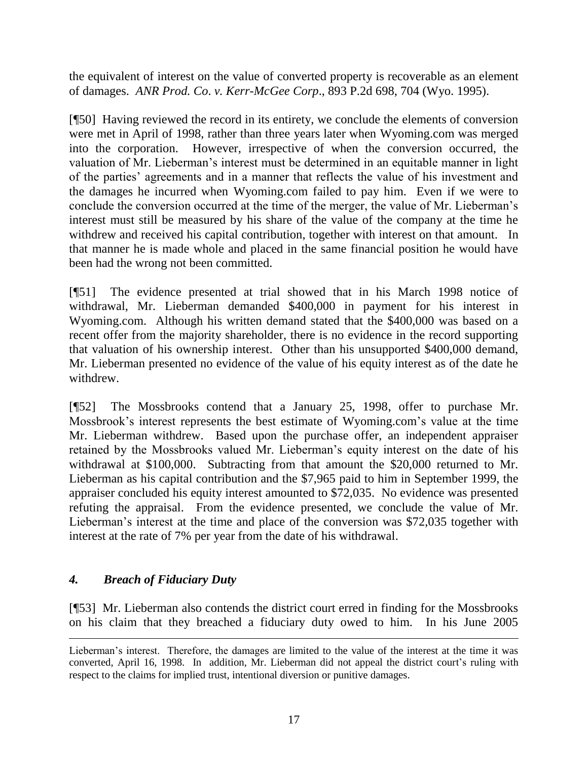the equivalent of interest on the value of converted property is recoverable as an element of damages. *ANR Prod. Co. v. Kerr-McGee Corp*., 893 P.2d 698, 704 (Wyo. 1995).

[¶50] Having reviewed the record in its entirety, we conclude the elements of conversion were met in April of 1998, rather than three years later when Wyoming.com was merged into the corporation. However, irrespective of when the conversion occurred, the valuation of Mr. Lieberman's interest must be determined in an equitable manner in light of the parties' agreements and in a manner that reflects the value of his investment and the damages he incurred when Wyoming.com failed to pay him. Even if we were to conclude the conversion occurred at the time of the merger, the value of Mr. Lieberman's interest must still be measured by his share of the value of the company at the time he withdrew and received his capital contribution, together with interest on that amount. In that manner he is made whole and placed in the same financial position he would have been had the wrong not been committed.

[¶51] The evidence presented at trial showed that in his March 1998 notice of withdrawal, Mr. Lieberman demanded \$400,000 in payment for his interest in Wyoming.com. Although his written demand stated that the \$400,000 was based on a recent offer from the majority shareholder, there is no evidence in the record supporting that valuation of his ownership interest. Other than his unsupported \$400,000 demand, Mr. Lieberman presented no evidence of the value of his equity interest as of the date he withdrew.

[¶52] The Mossbrooks contend that a January 25, 1998, offer to purchase Mr. Mossbrook's interest represents the best estimate of Wyoming.com's value at the time Mr. Lieberman withdrew. Based upon the purchase offer, an independent appraiser retained by the Mossbrooks valued Mr. Lieberman's equity interest on the date of his withdrawal at \$100,000. Subtracting from that amount the \$20,000 returned to Mr. Lieberman as his capital contribution and the \$7,965 paid to him in September 1999, the appraiser concluded his equity interest amounted to \$72,035. No evidence was presented refuting the appraisal. From the evidence presented, we conclude the value of Mr. Lieberman's interest at the time and place of the conversion was \$72,035 together with interest at the rate of 7% per year from the date of his withdrawal.

### *4. Breach of Fiduciary Duty*

[¶53] Mr. Lieberman also contends the district court erred in finding for the Mossbrooks on his claim that they breached a fiduciary duty owed to him. In his June 2005

---

Lieberman's interest. Therefore, the damages are limited to the value of the interest at the time it was converted, April 16, 1998. In addition, Mr. Lieberman did not appeal the district court's ruling with respect to the claims for implied trust, intentional diversion or punitive damages.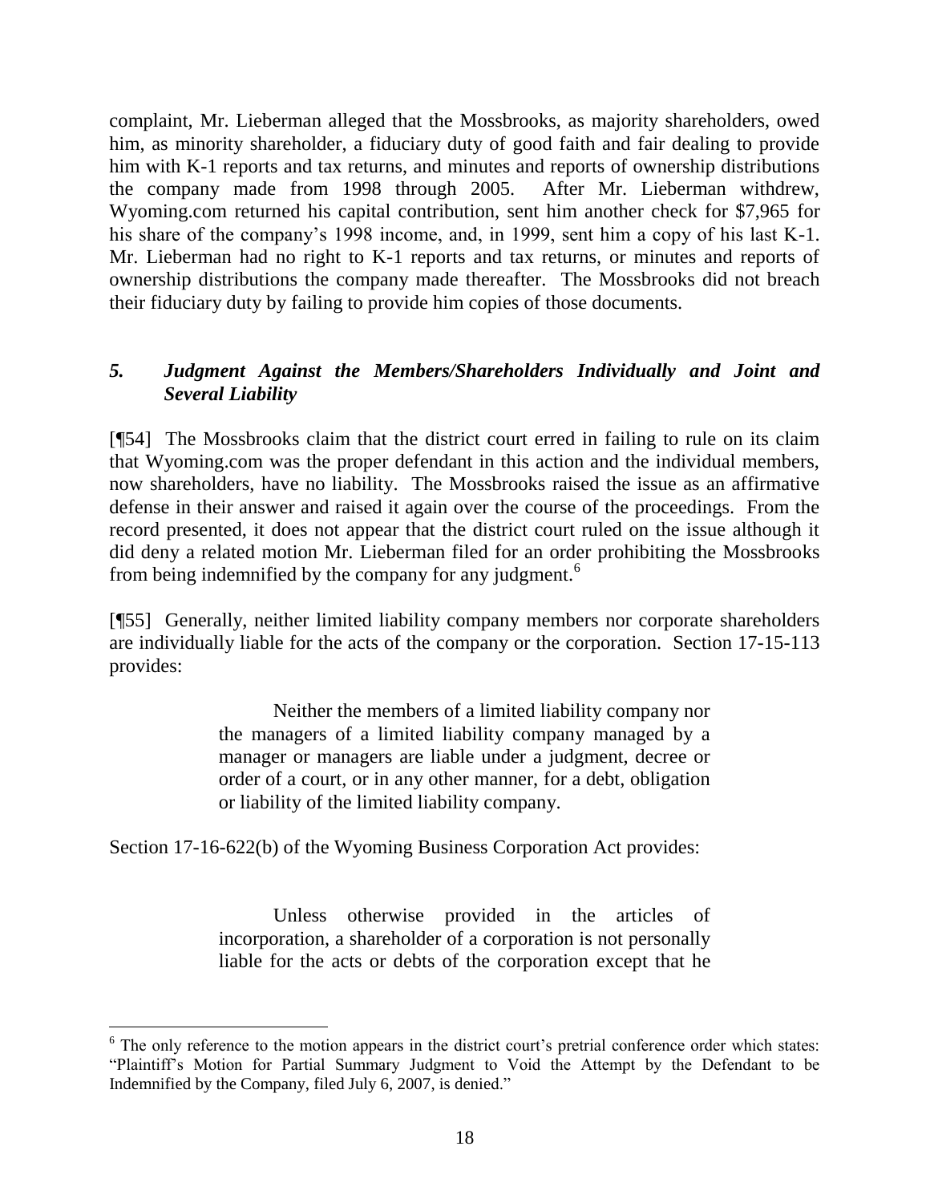complaint, Mr. Lieberman alleged that the Mossbrooks, as majority shareholders, owed him, as minority shareholder, a fiduciary duty of good faith and fair dealing to provide him with K-1 reports and tax returns, and minutes and reports of ownership distributions the company made from 1998 through 2005. After Mr. Lieberman withdrew, Wyoming.com returned his capital contribution, sent him another check for $7,965 for his share of the company's 1998 income, and, in 1999, sent him a copy of his last K-1. Mr. Lieberman had no right to K-1 reports and tax returns, or minutes and reports of ownership distributions the company made thereafter. The Mossbrooks did not breach their fiduciary duty by failing to provide him copies of those documents.

### *5. Judgment Against the Members/Shareholders Individually and Joint and Several Liability*

[¶54] The Mossbrooks claim that the district court erred in failing to rule on its claim that Wyoming.com was the proper defendant in this action and the individual members, now shareholders, have no liability. The Mossbrooks raised the issue as an affirmative defense in their answer and raised it again over the course of the proceedings. From the record presented, it does not appear that the district court ruled on the issue although it did deny a related motion Mr. Lieberman filed for an order prohibiting the Mossbrooks from being indemnified by the company for any judgment.[6]

[¶55] Generally, neither limited liability company members nor corporate shareholders are individually liable for the acts of the company or the corporation. Section 17-15-113 provides:

> Neither the members of a limited liability company nor the managers of a limited liability company managed by a manager or managers are liable under a judgment, decree or order of a court, or in any other manner, for a debt, obligation or liability of the limited liability company.

Section 17-16-622(b) of the Wyoming Business Corporation Act provides:

> Unless otherwise provided in the articles of incorporation, a shareholder of a corporation is not personally liable for the acts or debts of the corporation except that he

[6] The only reference to the motion appears in the district court's pretrial conference order which states: "Plaintiff's Motion for Partial Summary Judgment to Void the Attempt by the Defendant to be Indemnified by the Company, filed July 6, 2007, is denied."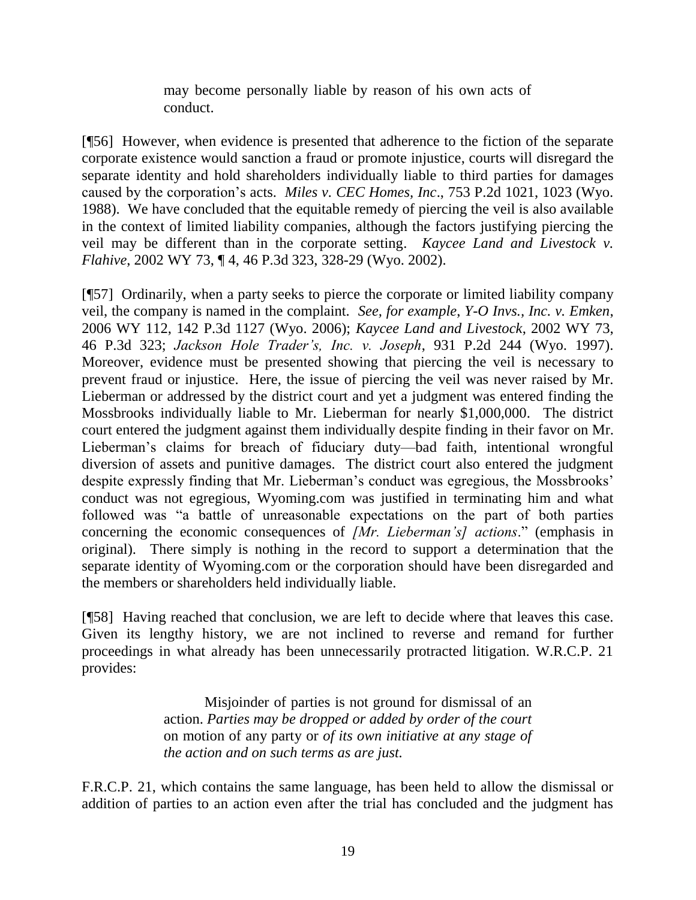> may become personally liable by reason of his own acts of conduct.

[¶56] However, when evidence is presented that adherence to the fiction of the separate corporate existence would sanction a fraud or promote injustice, courts will disregard the separate identity and hold shareholders individually liable to third parties for damages caused by the corporation's acts. *Miles v. CEC Homes, Inc*., 753 P.2d 1021, 1023 (Wyo. 1988). We have concluded that the equitable remedy of piercing the veil is also available in the context of limited liability companies, although the factors justifying piercing the veil may be different than in the corporate setting. *Kaycee Land and Livestock v. Flahive*, 2002 WY 73, ¶ 4, 46 P.3d 323, 328-29 (Wyo. 2002).

[¶57] Ordinarily, when a party seeks to pierce the corporate or limited liability company veil, the company is named in the complaint. *See, for example*, *Y-O Invs., Inc. v. Emken*, 2006 WY 112, 142 P.3d 1127 (Wyo. 2006); *Kaycee Land and Livestock*, 2002 WY 73, 46 P.3d 323; *Jackson Hole Trader's, Inc. v. Joseph*, 931 P.2d 244 (Wyo. 1997). Moreover, evidence must be presented showing that piercing the veil is necessary to prevent fraud or injustice. Here, the issue of piercing the veil was never raised by Mr. Lieberman or addressed by the district court and yet a judgment was entered finding the Mossbrooks individually liable to Mr. Lieberman for nearly $1,000,000. The district court entered the judgment against them individually despite finding in their favor on Mr. Lieberman's claims for breach of fiduciary duty—bad faith, intentional wrongful diversion of assets and punitive damages. The district court also entered the judgment despite expressly finding that Mr. Lieberman's conduct was egregious, the Mossbrooks' conduct was not egregious, Wyoming.com was justified in terminating him and what followed was "a battle of unreasonable expectations on the part of both parties concerning the economic consequences of *[Mr. Lieberman's] actions*." (emphasis in original). There simply is nothing in the record to support a determination that the separate identity of Wyoming.com or the corporation should have been disregarded and the members or shareholders held individually liable.

[¶58] Having reached that conclusion, we are left to decide where that leaves this case. Given its lengthy history, we are not inclined to reverse and remand for further proceedings in what already has been unnecessarily protracted litigation. W.R.C.P. 21 provides:

> Misjoinder of parties is not ground for dismissal of an action. *Parties may be dropped or added by order of the court* on motion of any party or *of its own initiative at any stage of the action and on such terms as are just.*

F.R.C.P. 21, which contains the same language, has been held to allow the dismissal or addition of parties to an action even after the trial has concluded and the judgment has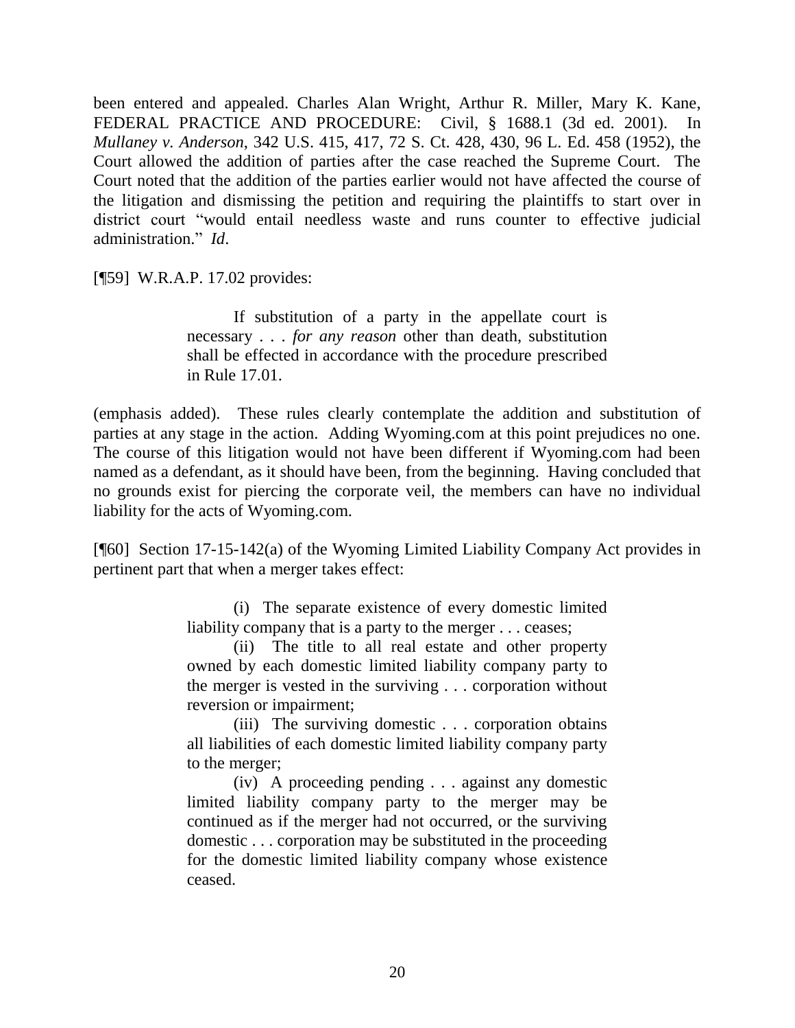been entered and appealed. Charles Alan Wright, Arthur R. Miller, Mary K. Kane, FEDERAL PRACTICE AND PROCEDURE: Civil, § 1688.1 (3d ed. 2001). In *Mullaney v. Anderson*, 342 U.S. 415, 417, 72 S. Ct. 428, 430, 96 L. Ed. 458 (1952), the Court allowed the addition of parties after the case reached the Supreme Court. The Court noted that the addition of the parties earlier would not have affected the course of the litigation and dismissing the petition and requiring the plaintiffs to start over in district court "would entail needless waste and runs counter to effective judicial administration." *Id*.

[¶59] W.R.A.P. 17.02 provides:

> If substitution of a party in the appellate court is necessary . . . *for any reason* other than death, substitution shall be effected in accordance with the procedure prescribed in Rule 17.01.

(emphasis added). These rules clearly contemplate the addition and substitution of parties at any stage in the action. Adding Wyoming.com at this point prejudices no one. The course of this litigation would not have been different if Wyoming.com had been named as a defendant, as it should have been, from the beginning. Having concluded that no grounds exist for piercing the corporate veil, the members can have no individual liability for the acts of Wyoming.com.

[¶60] Section 17-15-142(a) of the Wyoming Limited Liability Company Act provides in pertinent part that when a merger takes effect:

> (i) The separate existence of every domestic limited liability company that is a party to the merger . . . ceases;
>
> (ii) The title to all real estate and other property owned by each domestic limited liability company party to the merger is vested in the surviving . . . corporation without reversion or impairment;
>
> (iii) The surviving domestic . . . corporation obtains all liabilities of each domestic limited liability company party to the merger;
>
> (iv) A proceeding pending . . . against any domestic limited liability company party to the merger may be continued as if the merger had not occurred, or the surviving domestic . . . corporation may be substituted in the proceeding for the domestic limited liability company whose existence ceased.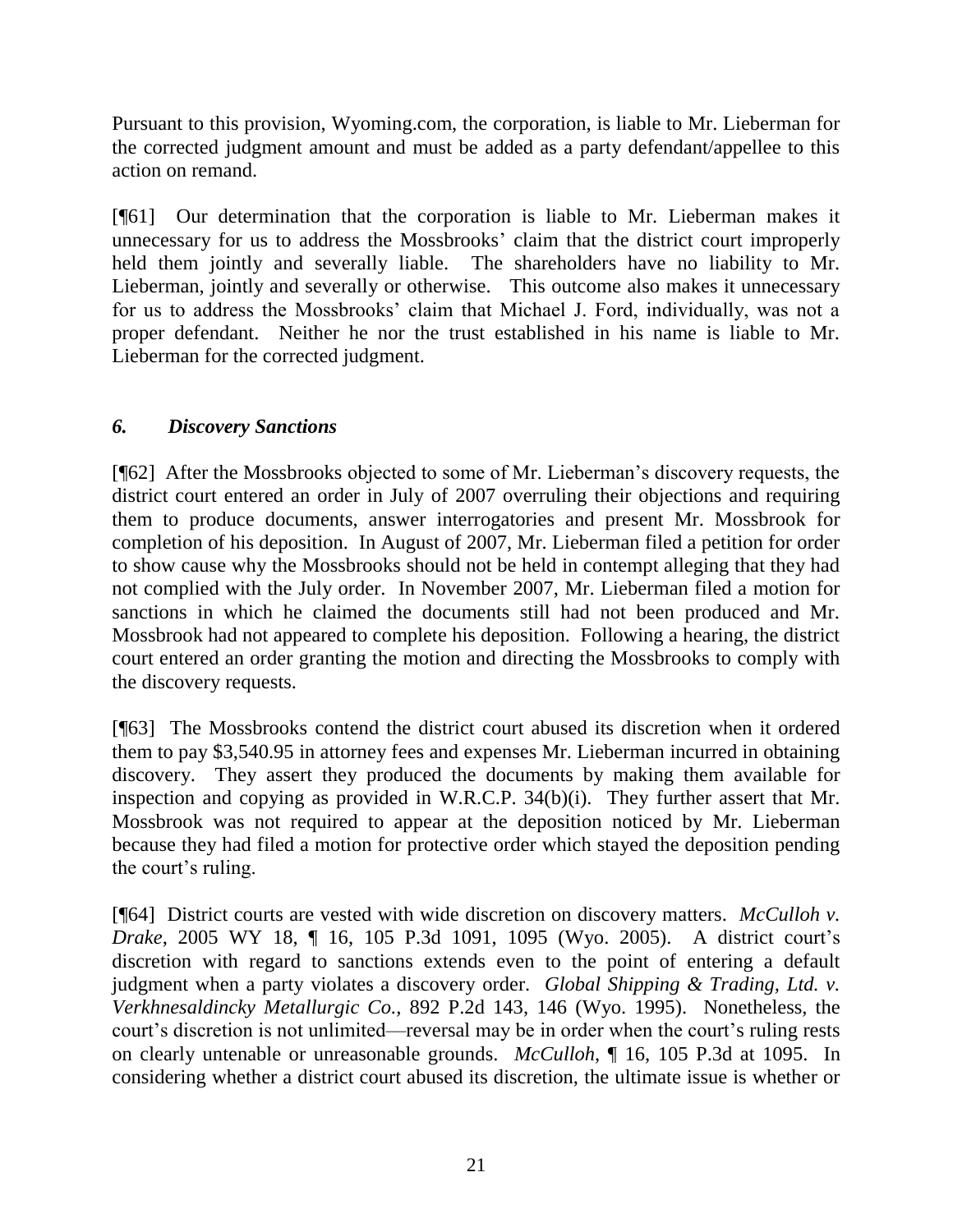Pursuant to this provision, Wyoming.com, the corporation, is liable to Mr. Lieberman for the corrected judgment amount and must be added as a party defendant/appellee to this action on remand.

[¶61] Our determination that the corporation is liable to Mr. Lieberman makes it unnecessary for us to address the Mossbrooks' claim that the district court improperly held them jointly and severally liable. The shareholders have no liability to Mr. Lieberman, jointly and severally or otherwise. This outcome also makes it unnecessary for us to address the Mossbrooks' claim that Michael J. Ford, individually, was not a proper defendant. Neither he nor the trust established in his name is liable to Mr. Lieberman for the corrected judgment.

### *6. Discovery Sanctions*

[¶62] After the Mossbrooks objected to some of Mr. Lieberman's discovery requests, the district court entered an order in July of 2007 overruling their objections and requiring them to produce documents, answer interrogatories and present Mr. Mossbrook for completion of his deposition. In August of 2007, Mr. Lieberman filed a petition for order to show cause why the Mossbrooks should not be held in contempt alleging that they had not complied with the July order. In November 2007, Mr. Lieberman filed a motion for sanctions in which he claimed the documents still had not been produced and Mr. Mossbrook had not appeared to complete his deposition. Following a hearing, the district court entered an order granting the motion and directing the Mossbrooks to comply with the discovery requests.

[¶63] The Mossbrooks contend the district court abused its discretion when it ordered them to pay $3,540.95 in attorney fees and expenses Mr. Lieberman incurred in obtaining discovery. They assert they produced the documents by making them available for inspection and copying as provided in W.R.C.P. 34(b)(i). They further assert that Mr. Mossbrook was not required to appear at the deposition noticed by Mr. Lieberman because they had filed a motion for protective order which stayed the deposition pending the court's ruling.

[¶64] District courts are vested with wide discretion on discovery matters. *McCulloh v. Drake*, 2005 WY 18, ¶ 16, 105 P.3d 1091, 1095 (Wyo. 2005). A district court's discretion with regard to sanctions extends even to the point of entering a default judgment when a party violates a discovery order. *Global Shipping & Trading, Ltd. v. Verkhnesaldincky Metallurgic Co.*, 892 P.2d 143, 146 (Wyo. 1995). Nonetheless, the court's discretion is not unlimited—reversal may be in order when the court's ruling rests on clearly untenable or unreasonable grounds. *McCulloh*, ¶ 16, 105 P.3d at 1095. In considering whether a district court abused its discretion, the ultimate issue is whether or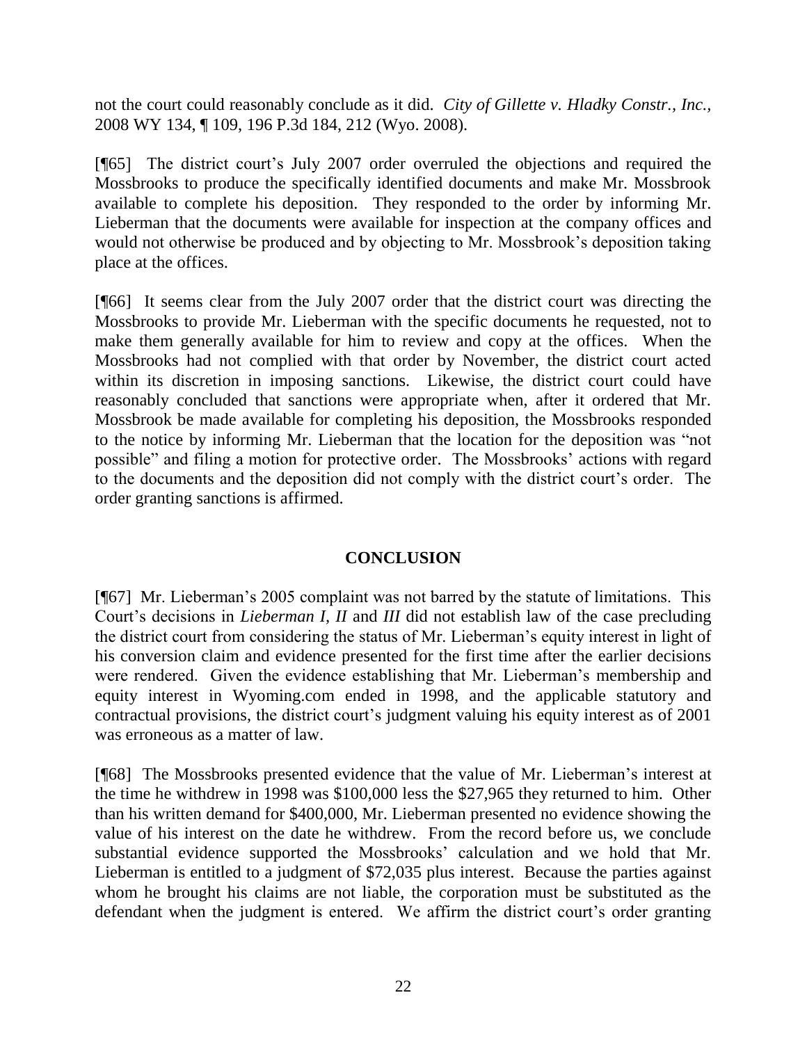not the court could reasonably conclude as it did. *City of Gillette v. Hladky Constr., Inc.*, 2008 WY 134, ¶ 109, 196 P.3d 184, 212 (Wyo. 2008).

[¶65] The district court's July 2007 order overruled the objections and required the Mossbrooks to produce the specifically identified documents and make Mr. Mossbrook available to complete his deposition. They responded to the order by informing Mr. Lieberman that the documents were available for inspection at the company offices and would not otherwise be produced and by objecting to Mr. Mossbrook's deposition taking place at the offices.

[¶66] It seems clear from the July 2007 order that the district court was directing the Mossbrooks to provide Mr. Lieberman with the specific documents he requested, not to make them generally available for him to review and copy at the offices. When the Mossbrooks had not complied with that order by November, the district court acted within its discretion in imposing sanctions. Likewise, the district court could have reasonably concluded that sanctions were appropriate when, after it ordered that Mr. Mossbrook be made available for completing his deposition, the Mossbrooks responded to the notice by informing Mr. Lieberman that the location for the deposition was "not possible" and filing a motion for protective order. The Mossbrooks' actions with regard to the documents and the deposition did not comply with the district court's order. The order granting sanctions is affirmed.

## CONCLUSION

[¶67] Mr. Lieberman's 2005 complaint was not barred by the statute of limitations. This Court's decisions in *Lieberman I, II* and *III* did not establish law of the case precluding the district court from considering the status of Mr. Lieberman's equity interest in light of his conversion claim and evidence presented for the first time after the earlier decisions were rendered. Given the evidence establishing that Mr. Lieberman's membership and equity interest in Wyoming.com ended in 1998, and the applicable statutory and contractual provisions, the district court's judgment valuing his equity interest as of 2001 was erroneous as a matter of law.

[¶68] The Mossbrooks presented evidence that the value of Mr. Lieberman's interest at the time he withdrew in 1998 was $100,000 less the $27,965 they returned to him. Other than his written demand for $400,000, Mr. Lieberman presented no evidence showing the value of his interest on the date he withdrew. From the record before us, we conclude substantial evidence supported the Mossbrooks' calculation and we hold that Mr. Lieberman is entitled to a judgment of $72,035 plus interest. Because the parties against whom he brought his claims are not liable, the corporation must be substituted as the defendant when the judgment is entered. We affirm the district court's order granting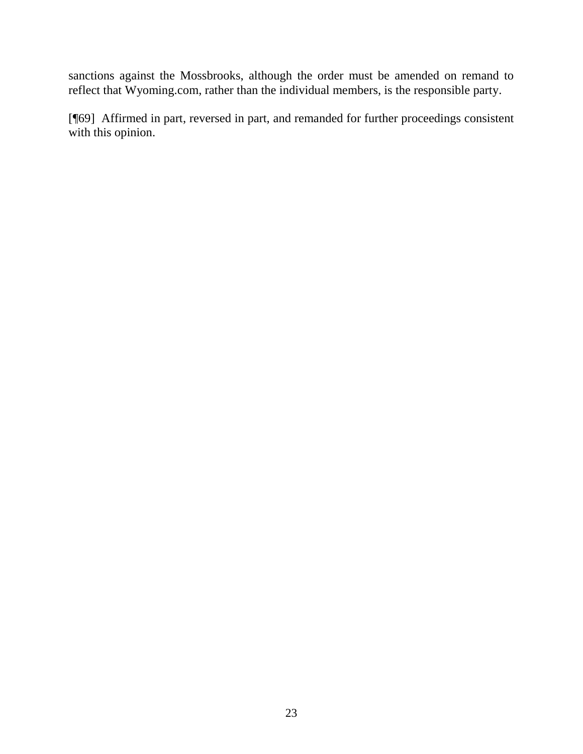sanctions against the Mossbrooks, although the order must be amended on remand to reflect that Wyoming.com, rather than the individual members, is the responsible party.

[¶69] Affirmed in part, reversed in part, and remanded for further proceedings consistent with this opinion.